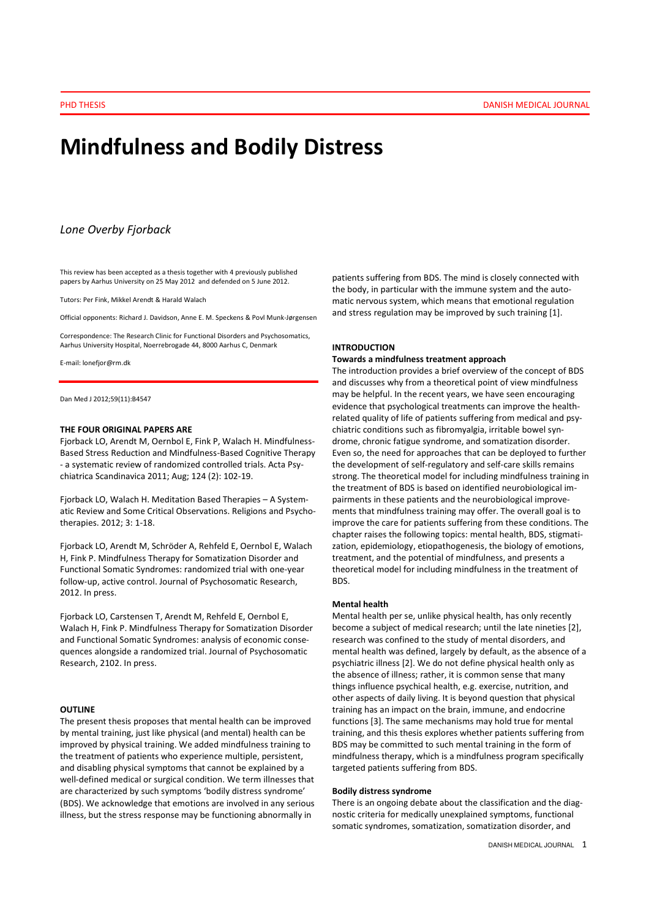# Mindfulness and Bodily Distress

*Lone Overby Fjorback*

This review has been accepted as a thesis together with 4 previously published papers by Aarhus University on 25 May 2012 and defended on 5 June 2012.

Tutors: Per Fink, Mikkel Arendt & Harald Walach

Official opponents: Richard J. Davidson, Anne E. M. Speckens & Povl Munk-Jørgensen

Correspondence: The Research Clinic for Functional Disorders and Psychosomatics, Aarhus University Hospital, Noerrebrogade 44, 8000 Aarhus C, Denmark

E-mail: lonefjor@rm.dk

Dan Med J 2012;59(11):B4547

**THE FOUR ORIGINAL PAPERS ARE**

Fjorback LO, Arendt M, Oernbol E, Fink P, Walach H. Mindfulness-Based Stress Reduction and Mindfulness-Based Cognitive Therapy - a systematic review of randomized controlled trials. Acta Psychiatrica Scandinavica 2011; Aug; 124 (2): 102-19.

Fjorback LO, Walach H. Meditation Based Therapies – A Systematic Review and Some Critical Observations. Religions and Psychotherapies. 2012; 3: 1-18.

Fjorback LO, Arendt M, Schröder A, Rehfeld E, Oernbol E, Walach H, Fink P. Mindfulness Therapy for Somatization Disorder and Functional Somatic Syndromes: randomized trial with one-year follow-up, active control. Journal of Psychosomatic Research, 2012. In press.

Fjorback LO, Carstensen T, Arendt M, Rehfeld E, Oernbol E, Walach H, Fink P. Mindfulness Therapy for Somatization Disorder and Functional Somatic Syndromes: analysis of economic consequences alongside a randomized trial. Journal of Psychosomatic Research, 2102. In press.

**OUTLINE**

The present thesis proposes that mental health can be improved by mental training, just like physical (and mental) health can be improved by physical training. We added mindfulness training to the treatment of patients who experience multiple, persistent, and disabling physical symptoms that cannot be explained by a well-defined medical or surgical condition. We term illnesses that are characterized by such symptoms 'bodily distress syndrome' (BDS). We acknowledge that emotions are involved in any serious illness, but the stress response may be functioning abnormally in patients suffering from BDS. The mind is closely connected with the body, in particular with the immune system and the automatic nervous system, which means that emotional regulation and stress regulation may be improved by such training [1].

**INTRODUCTION**

**Towards a mindfulness treatment approach**

The introduction provides a brief overview of the concept of BDS and discusses why from a theoretical point of view mindfulness may be helpful. In the recent years, we have seen encouraging evidence that psychological treatments can improve the health-related quality of life of patients suffering from medical and psychiatric conditions such as fibromyalgia, irritable bowel syndrome, chronic fatigue syndrome, and somatization disorder. Even so, the need for approaches that can be deployed to further the development of self-regulatory and self-care skills remains strong. The theoretical model for including mindfulness training in the treatment of BDS is based on identified neurobiological impairments in these patients and the neurobiological improvements that mindfulness training may offer. The overall goal is to improve the care for patients suffering from these conditions. The chapter raises the following topics: mental health, BDS, stigmatization, epidemiology, etiopathogenesis, the biology of emotions, treatment, and the potential of mindfulness, and presents a theoretical model for including mindfulness in the treatment of BDS.

**Mental health**

Mental health per se, unlike physical health, has only recently become a subject of medical research; until the late nineties [2], research was confined to the study of mental disorders, and mental health was defined, largely by default, as the absence of a psychiatric illness [2]. We do not define physical health only as the absence of illness; rather, it is common sense that many things influence psychical health, e.g. exercise, nutrition, and other aspects of daily living. It is beyond question that physical training has an impact on the brain, immune, and endocrine functions [3]. The same mechanisms may hold true for mental training, and this thesis explores whether patients suffering from BDS may be committed to such mental training in the form of mindfulness therapy, which is a mindfulness program specifically targeted patients suffering from BDS.

**Bodily distress syndrome**

There is an ongoing debate about the classification and the diagnostic criteria for medically unexplained symptoms, functional somatic syndromes, somatization, somatization disorder, and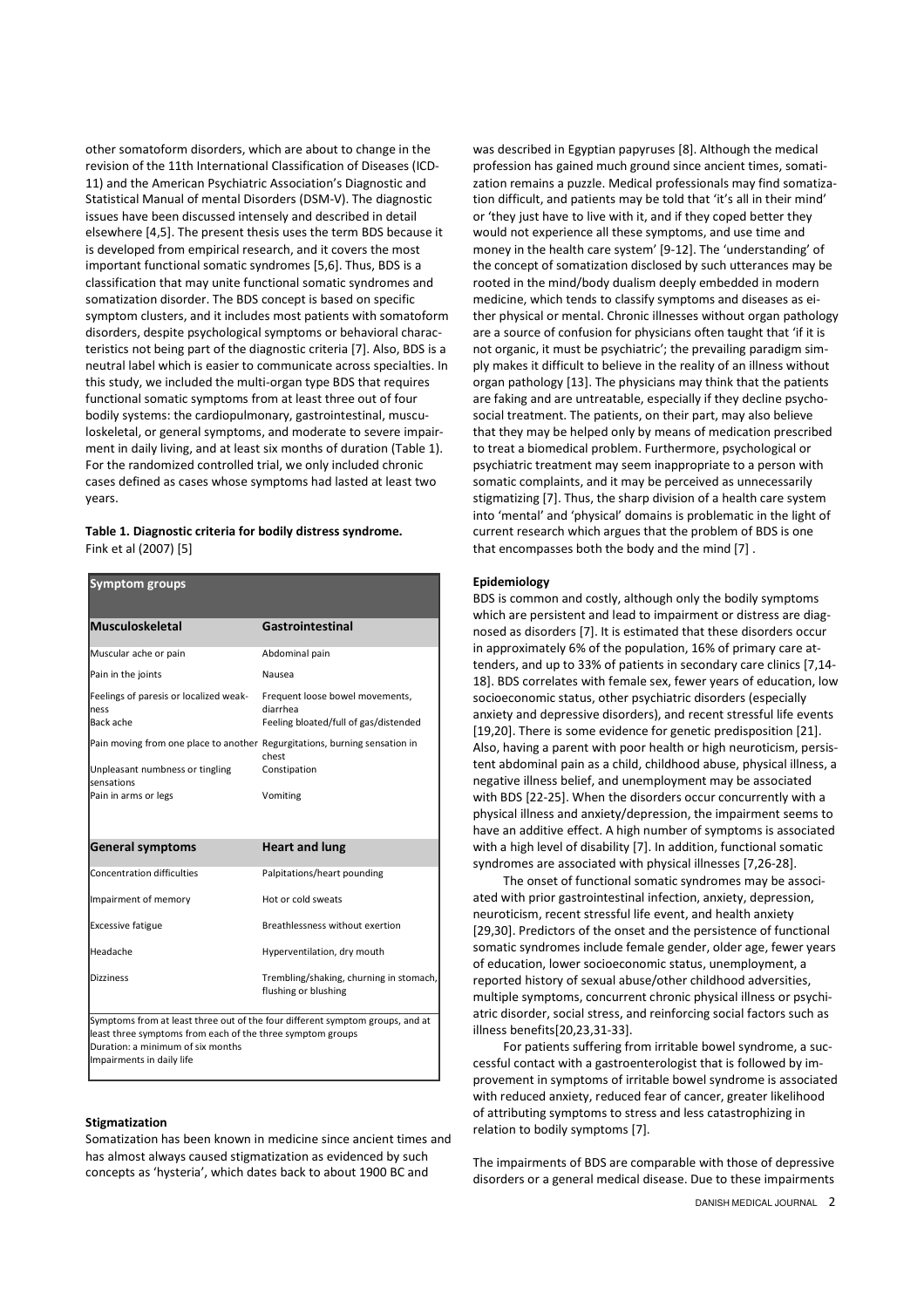other somatoform disorders, which are about to change in the revision of the 11th International Classification of Diseases (ICD-11) and the American Psychiatric Association's Diagnostic and Statistical Manual of mental Disorders (DSM-V). The diagnostic issues have been discussed intensely and described in detail elsewhere [4,5]. The present thesis uses the term BDS because it is developed from empirical research, and it covers the most important functional somatic syndromes [5,6]. Thus, BDS is a classification that may unite functional somatic syndromes and somatization disorder. The BDS concept is based on specific symptom clusters, and it includes most patients with somatoform disorders, despite psychological symptoms or behavioral characteristics not being part of the diagnostic criteria [7]. Also, BDS is a neutral label which is easier to communicate across specialties. In this study, we included the multi-organ type BDS that requires functional somatic symptoms from at least three out of four bodily systems: the cardiopulmonary, gastrointestinal, musculoskeletal, or general symptoms, and moderate to severe impairment in daily living, and at least six months of duration (Table 1). For the randomized controlled trial, we only included chronic cases defined as cases whose symptoms had lasted at least two years.

**Table 1. Diagnostic criteria for bodily distress syndrome.**
Fink et al (2007) [5]

| **Symptom groups** | |
|---|---|
| **Musculoskeletal** | **Gastrointestinal** |
| Muscular ache or pain | Abdominal pain |
| Pain in the joints | Nausea |
| Feelings of paresis or localized weakness | Frequent loose bowel movements, diarrhea |
| Back ache | Feeling bloated/full of gas/distended |
| Pain moving from one place to another | Regurgitations, burning sensation in chest |
| Unpleasant numbness or tingling sensations | Constipation |
| Pain in arms or legs | Vomiting |
| **General symptoms** | **Heart and lung** |
| Concentration difficulties | Palpitations/heart pounding |
| Impairment of memory | Hot or cold sweats |
| Excessive fatigue | Breathlessness without exertion |
| Headache | Hyperventilation, dry mouth |
| Dizziness | Trembling/shaking, churning in stomach, flushing or blushing |
| Symptoms from at least three out of the four different symptom groups, and at least three symptoms from each of the three symptom groups<br>Duration: a minimum of six months<br>Impairments in daily life | |

**Stigmatization**

Somatization has been known in medicine since ancient times and has almost always caused stigmatization as evidenced by such concepts as 'hysteria', which dates back to about 1900 BC and was described in Egyptian papyruses [8]. Although the medical profession has gained much ground since ancient times, somatization remains a puzzle. Medical professionals may find somatization difficult, and patients may be told that 'it's all in their mind' or 'they just have to live with it, and if they coped better they would not experience all these symptoms, and use time and money in the health care system' [9-12]. The 'understanding' of the concept of somatization disclosed by such utterances may be rooted in the mind/body dualism deeply embedded in modern medicine, which tends to classify symptoms and diseases as either physical or mental. Chronic illnesses without organ pathology are a source of confusion for physicians often taught that 'if it is not organic, it must be psychiatric'; the prevailing paradigm simply makes it difficult to believe in the reality of an illness without organ pathology [13]. The physicians may think that the patients are faking and are untreatable, especially if they decline psychosocial treatment. The patients, on their part, may also believe that they may be helped only by means of medication prescribed to treat a biomedical problem. Furthermore, psychological or psychiatric treatment may seem inappropriate to a person with somatic complaints, and it may be perceived as unnecessarily stigmatizing [7]. Thus, the sharp division of a health care system into 'mental' and 'physical' domains is problematic in the light of current research which argues that the problem of BDS is one that encompasses both the body and the mind [7] .

**Epidemiology**

BDS is common and costly, although only the bodily symptoms which are persistent and lead to impairment or distress are diagnosed as disorders [7]. It is estimated that these disorders occur in approximately 6% of the population, 16% of primary care attenders, and up to 33% of patients in secondary care clinics [7,14-18]. BDS correlates with female sex, fewer years of education, low socioeconomic status, other psychiatric disorders (especially anxiety and depressive disorders), and recent stressful life events [19,20]. There is some evidence for genetic predisposition [21]. Also, having a parent with poor health or high neuroticism, persistent abdominal pain as a child, childhood abuse, physical illness, a negative illness belief, and unemployment may be associated with BDS [22-25]. When the disorders occur concurrently with a physical illness and anxiety/depression, the impairment seems to have an additive effect. A high number of symptoms is associated with a high level of disability [7]. In addition, functional somatic syndromes are associated with physical illnesses [7,26-28].

The onset of functional somatic syndromes may be associated with prior gastrointestinal infection, anxiety, depression, neuroticism, recent stressful life event, and health anxiety [29,30]. Predictors of the onset and the persistence of functional somatic syndromes include female gender, older age, fewer years of education, lower socioeconomic status, unemployment, a reported history of sexual abuse/other childhood adversities, multiple symptoms, concurrent chronic physical illness or psychiatric disorder, social stress, and reinforcing social factors such as illness benefits[20,23,31-33].

For patients suffering from irritable bowel syndrome, a successful contact with a gastroenterologist that is followed by improvement in symptoms of irritable bowel syndrome is associated with reduced anxiety, reduced fear of cancer, greater likelihood of attributing symptoms to stress and less catastrophizing in relation to bodily symptoms [7].

The impairments of BDS are comparable with those of depressive disorders or a general medical disease. Due to these impairments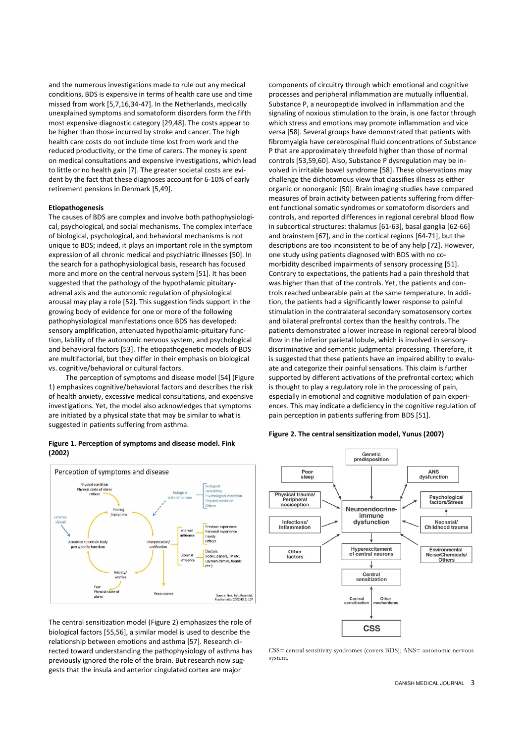and the numerous investigations made to rule out any medical conditions, BDS is expensive in terms of health care use and time missed from work [5,7,16,34-47]. In the Netherlands, medically unexplained symptoms and somatoform disorders form the fifth most expensive diagnostic category [29,48]. The costs appear to be higher than those incurred by stroke and cancer. The high health care costs do not include time lost from work and the reduced productivity, or the time of carers. The money is spent on medical consultations and expensive investigations, which lead to little or no health gain [7]. The greater societal costs are evident by the fact that these diagnoses account for 6-10% of early retirement pensions in Denmark [5,49].

### Etiopathogenesis

The causes of BDS are complex and involve both pathophysiological, psychological, and social mechanisms. The complex interface of biological, psychological, and behavioral mechanisms is not unique to BDS; indeed, it plays an important role in the symptom expression of all chronic medical and psychiatric illnesses [50]. In the search for a pathophysiological basis, research has focused more and more on the central nervous system [51]. It has been suggested that the pathology of the hypothalamic pituitary-adrenal axis and the autonomic regulation of physiological arousal may play a role [52]. This suggestion finds support in the growing body of evidence for one or more of the following pathophysiological manifestations once BDS has developed: sensory amplification, attenuated hypothalamic-pituitary function, lability of the autonomic nervous system, and psychological and behavioral factors [53]. The etiopathogenetic models of BDS are multifactorial, but they differ in their emphasis on biological vs. cognitive/behavioral or cultural factors.

The perception of symptoms and disease model [54] (Figure 1) emphasizes cognitive/behavioral factors and describes the risk of health anxiety, excessive medical consultations, and expensive investigations. Yet, the model also acknowledges that symptoms are initiated by a physical state that may be similar to what is suggested in patients suffering from asthma.

**Figure 1. Perception of symptoms and disease model. Fink (2002)**

Perception of symptoms and disease

Physical condition / Physical state of alarm / Others — Feeling /Symptom — Biological state of tension (Biological, Hereditary, Psychological condition, Physical condition, Others) — External stimuli — Attention to certain body parts/bodily functions — Interpretation/ verification — Internal influence (Previous experience, Personal experience, Family, Others) — External influence (Doctors, Books, papers, TV etc., Layman (family, friends etc.)) — Anxiety/ worries — Fear / Physical state of alarm — Reassurance

Source: Fink, ToFt, Rosendal. Psychomatics 2002;43(2):107

The central sensitization model (Figure 2) emphasizes the role of biological factors [55,56], a similar model is used to describe the relationship between emotions and asthma [57]. Research directed toward understanding the pathophysiology of asthma has previously ignored the role of the brain. But research now suggests that the insula and anterior cingulated cortex are major components of circuitry through which emotional and cognitive processes and peripheral inflammation are mutually influential. Substance P, a neuropeptide involved in inflammation and the signaling of noxious stimulation to the brain, is one factor through which stress and emotions may promote inflammation and vice versa [58]. Several groups have demonstrated that patients with fibromyalgia have cerebrospinal fluid concentrations of Substance P that are approximately threefold higher than those of normal controls [53,59,60]. Also, Substance P dysregulation may be involved in irritable bowel syndrome [58]. These observations may challenge the dichotomous view that classifies illness as either organic or nonorganic [50]. Brain imaging studies have compared measures of brain activity between patients suffering from different functional somatic syndromes or somatoform disorders and controls, and reported differences in regional cerebral blood flow in subcortical structures: thalamus [61-63], basal ganglia [62-66] and brainstem [67], and in the cortical regions [64-71], but the descriptions are too inconsistent to be of any help [72]. However, one study using patients diagnosed with BDS with no co-morbidity described impairments of sensory processing [51]. Contrary to expectations, the patients had a pain threshold that was higher than that of the controls. Yet, the patients and controls reached unbearable pain at the same temperature. In addition, the patients had a significantly lower response to painful stimulation in the contralateral secondary somatosensory cortex and bilateral prefrontal cortex than the healthy controls. The patients demonstrated a lower increase in regional cerebral blood flow in the inferior parietal lobule, which is involved in sensory-discriminative and semantic judgmental processing. Therefore, it is suggested that these patients have an impaired ability to evaluate and categorize their painful sensations. This claim is further supported by different activations of the prefrontal cortex; which is thought to play a regulatory role in the processing of pain, especially in emotional and cognitive modulation of pain experiences. This may indicate a deficiency in the cognitive regulation of pain perception in patients suffering from BDS [51].

**Figure 2. The central sensitization model, Yunus (2007)**

Genetic predisposition — Poor sleep — ANS dysfunction — Physical trauma/ Peripheral nociception — Psychological factors/Stress — Infections/ Inflammation — Neonatal/ Childhood trauma — Other factors — Environmental Noise/Chemicals/ Others → Neuroendocrine-immune dysfunction → Hyperexcitement of central neurons → Central sensitization → (Central sensitization, Other mechanisms) → CSS

CSS= central sensitivity syndromes (covers BDS); ANS= autonomic nervous system.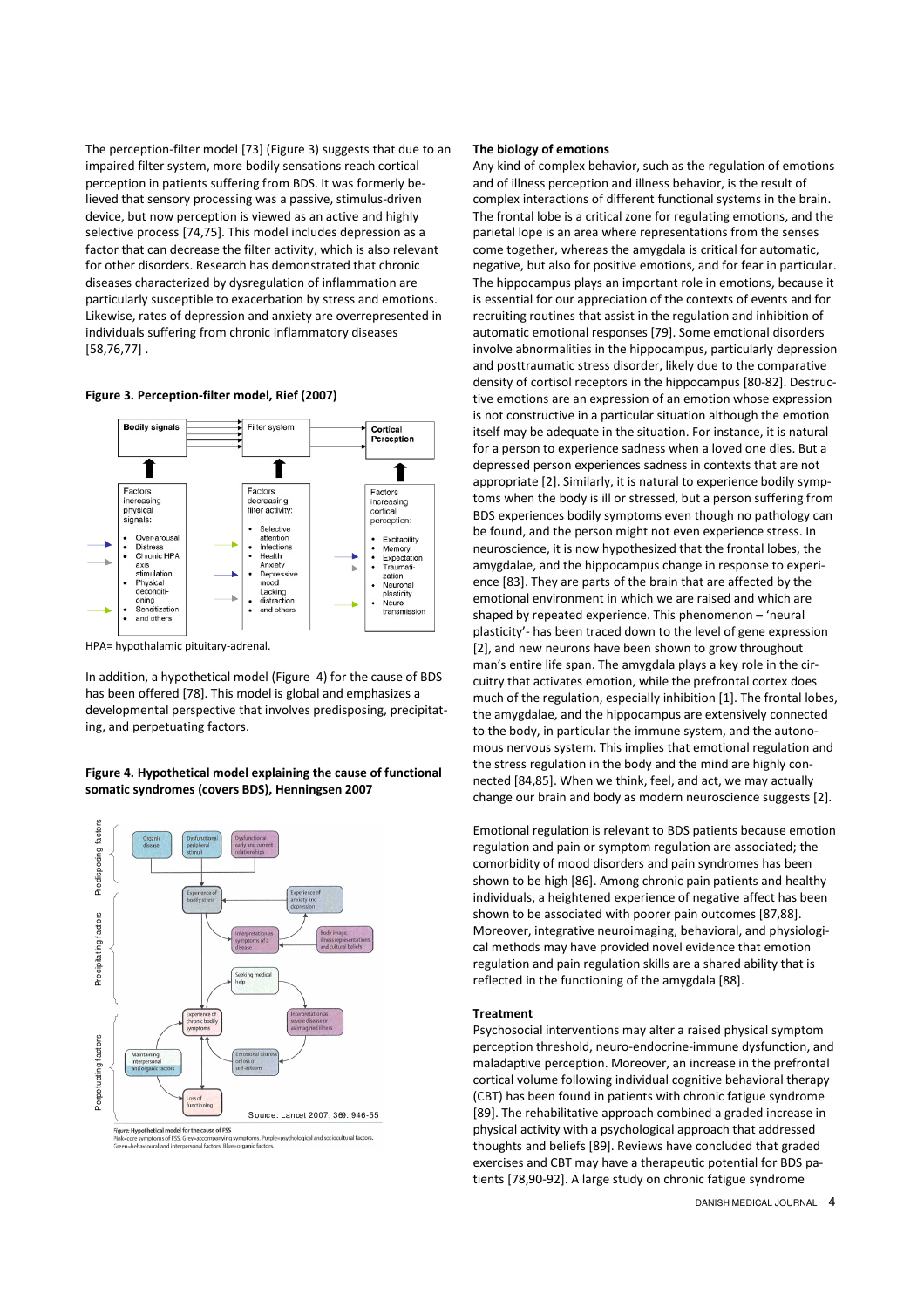The perception-filter model [73] (Figure 3) suggests that due to an impaired filter system, more bodily sensations reach cortical perception in patients suffering from BDS. It was formerly believed that sensory processing was a passive, stimulus-driven device, but now perception is viewed as an active and highly selective process [74,75]. This model includes depression as a factor that can decrease the filter activity, which is also relevant for other disorders. Research has demonstrated that chronic diseases characterized by dysregulation of inflammation are particularly susceptible to exacerbation by stress and emotions. Likewise, rates of depression and anxiety are overrepresented in individuals suffering from chronic inflammatory diseases [58,76,77] .

**Figure 3. Perception-filter model, Rief (2007)**

Bodily signals → Filter system → Cortical Perception

Factors increasing physical signals:
- Over-arousal
- Distress
- Chronic HPA axis stimulation
- Physical deconditi-oning
- Sensitization
- and others

Factors decreasing filter activity:
- Selective attention
- Infections
- Health Anxiety
- Depressive mood
- Lacking distraction
- and others

Factors increasing cortical perception:
- Excitability
- Memory
- Expectation
- Traumati-zation
- Neuronal plasticity
- Neuro-transmission

HPA= hypothalamic pituitary-adrenal.

In addition, a hypothetical model (Figure 4) for the cause of BDS has been offered [78]. This model is global and emphasizes a developmental perspective that involves predisposing, precipitating, and perpetuating factors.

**Figure 4. Hypothetical model explaining the cause of functional somatic syndromes (covers BDS), Henningsen 2007**

Predisposing factors: Organic disease; Dysfunctional peripheral stimuli; Dysfunctional early and current relationships

Precipitating factors: Experience of bodily stress; Experience of anxiety and depression; Interpretation as symptoms of a disease; Body image, illness representations, and cultural beliefs; Seeking medical help

Perpetuating factors: Experience of chronic bodily symptoms; Interpretation as severe disease or as imagined illness; Maintaining interpersonal and organic factors; Emotional distress or loss of self-esteem; Loss of functioning

Source: Lancet 2007; 369: 946-55

Figure: Hypothetical model for the cause of FSS
Pink=core symptoms of FSS. Grey=accompanying symptoms. Purple=psychological and sociocultural factors. Green=behavioural and interpersonal factors. Blue=organic factors.

### The biology of emotions

Any kind of complex behavior, such as the regulation of emotions and of illness perception and illness behavior, is the result of complex interactions of different functional systems in the brain. The frontal lobe is a critical zone for regulating emotions, and the parietal lope is an area where representations from the senses come together, whereas the amygdala is critical for automatic, negative, but also for positive emotions, and for fear in particular. The hippocampus plays an important role in emotions, because it is essential for our appreciation of the contexts of events and for recruiting routines that assist in the regulation and inhibition of automatic emotional responses [79]. Some emotional disorders involve abnormalities in the hippocampus, particularly depression and posttraumatic stress disorder, likely due to the comparative density of cortisol receptors in the hippocampus [80-82]. Destructive emotions are an expression of an emotion whose expression is not constructive in a particular situation although the emotion itself may be adequate in the situation. For instance, it is natural for a person to experience sadness when a loved one dies. But a depressed person experiences sadness in contexts that are not appropriate [2]. Similarly, it is natural to experience bodily symptoms when the body is ill or stressed, but a person suffering from BDS experiences bodily symptoms even though no pathology can be found, and the person might not even experience stress. In neuroscience, it is now hypothesized that the frontal lobes, the amygdalae, and the hippocampus change in response to experience [83]. They are parts of the brain that are affected by the emotional environment in which we are raised and which are shaped by repeated experience. This phenomenon – 'neural plasticity'- has been traced down to the level of gene expression [2], and new neurons have been shown to grow throughout man's entire life span. The amygdala plays a key role in the circuitry that activates emotion, while the prefrontal cortex does much of the regulation, especially inhibition [1]. The frontal lobes, the amygdalae, and the hippocampus are extensively connected to the body, in particular the immune system, and the autonomous nervous system. This implies that emotional regulation and the stress regulation in the body and the mind are highly connected [84,85]. When we think, feel, and act, we may actually change our brain and body as modern neuroscience suggests [2].

Emotional regulation is relevant to BDS patients because emotion regulation and pain or symptom regulation are associated; the comorbidity of mood disorders and pain syndromes has been shown to be high [86]. Among chronic pain patients and healthy individuals, a heightened experience of negative affect has been shown to be associated with poorer pain outcomes [87,88]. Moreover, integrative neuroimaging, behavioral, and physiological methods may have provided novel evidence that emotion regulation and pain regulation skills are a shared ability that is reflected in the functioning of the amygdala [88].

### Treatment

Psychosocial interventions may alter a raised physical symptom perception threshold, neuro-endocrine-immune dysfunction, and maladaptive perception. Moreover, an increase in the prefrontal cortical volume following individual cognitive behavioral therapy (CBT) has been found in patients with chronic fatigue syndrome [89]. The rehabilitative approach combined a graded increase in physical activity with a psychological approach that addressed thoughts and beliefs [89]. Reviews have concluded that graded exercises and CBT may have a therapeutic potential for BDS patients [78,90-92]. A large study on chronic fatigue syndrome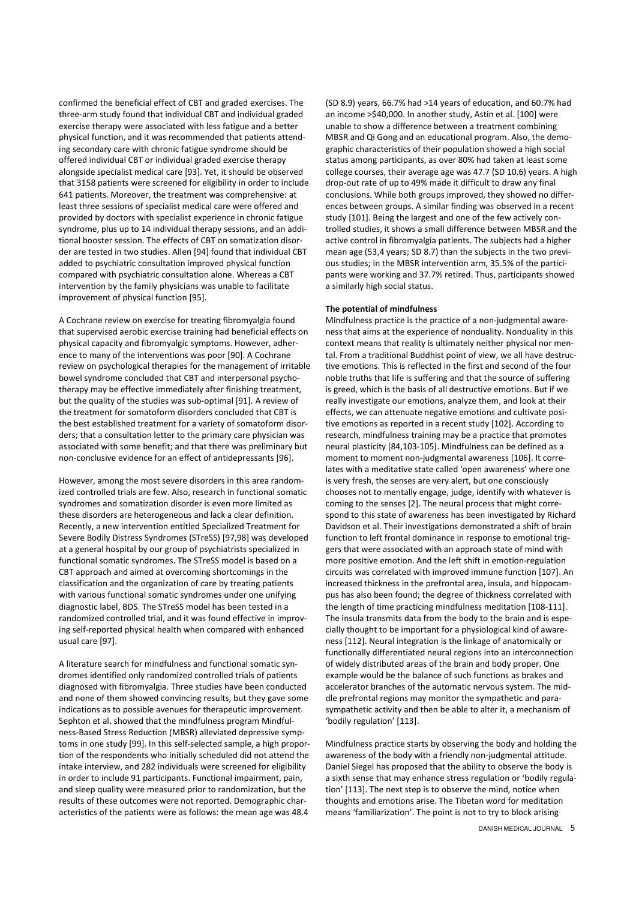confirmed the beneficial effect of CBT and graded exercises. The three-arm study found that individual CBT and individual graded exercise therapy were associated with less fatigue and a better physical function, and it was recommended that patients attending secondary care with chronic fatigue syndrome should be offered individual CBT or individual graded exercise therapy alongside specialist medical care [93]. Yet, it should be observed that 3158 patients were screened for eligibility in order to include 641 patients. Moreover, the treatment was comprehensive: at least three sessions of specialist medical care were offered and provided by doctors with specialist experience in chronic fatigue syndrome, plus up to 14 individual therapy sessions, and an additional booster session. The effects of CBT on somatization disorder are tested in two studies. Allen [94] found that individual CBT added to psychiatric consultation improved physical function compared with psychiatric consultation alone. Whereas a CBT intervention by the family physicians was unable to facilitate improvement of physical function [95].

A Cochrane review on exercise for treating fibromyalgia found that supervised aerobic exercise training had beneficial effects on physical capacity and fibromyalgic symptoms. However, adherence to many of the interventions was poor [90]. A Cochrane review on psychological therapies for the management of irritable bowel syndrome concluded that CBT and interpersonal psychotherapy may be effective immediately after finishing treatment, but the quality of the studies was sub-optimal [91]. A review of the treatment for somatoform disorders concluded that CBT is the best established treatment for a variety of somatoform disorders; that a consultation letter to the primary care physician was associated with some benefit; and that there was preliminary but non-conclusive evidence for an effect of antidepressants [96].

However, among the most severe disorders in this area randomized controlled trials are few. Also, research in functional somatic syndromes and somatization disorder is even more limited as these disorders are heterogeneous and lack a clear definition. Recently, a new intervention entitled Specialized Treatment for Severe Bodily Distress Syndromes (STreSS) [97,98] was developed at a general hospital by our group of psychiatrists specialized in functional somatic syndromes. The STreSS model is based on a CBT approach and aimed at overcoming shortcomings in the classification and the organization of care by treating patients with various functional somatic syndromes under one unifying diagnostic label, BDS. The STreSS model has been tested in a randomized controlled trial, and it was found effective in improving self-reported physical health when compared with enhanced usual care [97].

A literature search for mindfulness and functional somatic syndromes identified only randomized controlled trials of patients diagnosed with fibromyalgia. Three studies have been conducted and none of them showed convincing results, but they gave some indications as to possible avenues for therapeutic improvement. Sephton et al. showed that the mindfulness program Mindfulness-Based Stress Reduction (MBSR) alleviated depressive symptoms in one study [99]. In this self-selected sample, a high proportion of the respondents who initially scheduled did not attend the intake interview, and 282 individuals were screened for eligibility in order to include 91 participants. Functional impairment, pain, and sleep quality were measured prior to randomization, but the results of these outcomes were not reported. Demographic characteristics of the patients were as follows: the mean age was 48.4 (SD 8.9) years, 66.7% had >14 years of education, and 60.7% had an income >$40,000. In another study, Astin et al. [100] were unable to show a difference between a treatment combining MBSR and Qi Gong and an educational program. Also, the demographic characteristics of their population showed a high social status among participants, as over 80% had taken at least some college courses, their average age was 47.7 (SD 10.6) years. A high drop-out rate of up to 49% made it difficult to draw any final conclusions. While both groups improved, they showed no differences between groups. A similar finding was observed in a recent study [101]. Being the largest and one of the few actively controlled studies, it shows a small difference between MBSR and the active control in fibromyalgia patients. The subjects had a higher mean age (53,4 years; SD 8.7) than the subjects in the two previous studies; in the MBSR intervention arm, 35.5% of the participants were working and 37.7% retired. Thus, participants showed a similarly high social status.

**The potential of mindfulness**

Mindfulness practice is the practice of a non-judgmental awareness that aims at the experience of nonduality. Nonduality in this context means that reality is ultimately neither physical nor mental. From a traditional Buddhist point of view, we all have destructive emotions. This is reflected in the first and second of the four noble truths that life is suffering and that the source of suffering is greed, which is the basis of all destructive emotions. But if we really investigate our emotions, analyze them, and look at their effects, we can attenuate negative emotions and cultivate positive emotions as reported in a recent study [102]. According to research, mindfulness training may be a practice that promotes neural plasticity [84,103-105]. Mindfulness can be defined as a moment to moment non-judgmental awareness [106]. It correlates with a meditative state called 'open awareness' where one is very fresh, the senses are very alert, but one consciously chooses not to mentally engage, judge, identify with whatever is coming to the senses [2]. The neural process that might correspond to this state of awareness has been investigated by Richard Davidson et al. Their investigations demonstrated a shift of brain function to left frontal dominance in response to emotional triggers that were associated with an approach state of mind with more positive emotion. And the left shift in emotion-regulation circuits was correlated with improved immune function [107]. An increased thickness in the prefrontal area, insula, and hippocampus has also been found; the degree of thickness correlated with the length of time practicing mindfulness meditation [108-111]. The insula transmits data from the body to the brain and is especially thought to be important for a physiological kind of awareness [112]. Neural integration is the linkage of anatomically or functionally differentiated neural regions into an interconnection of widely distributed areas of the brain and body proper. One example would be the balance of such functions as brakes and accelerator branches of the automatic nervous system. The middle prefrontal regions may monitor the sympathetic and parasympathetic activity and then be able to alter it, a mechanism of 'bodily regulation' [113].

Mindfulness practice starts by observing the body and holding the awareness of the body with a friendly non-judgmental attitude. Daniel Siegel has proposed that the ability to observe the body is a sixth sense that may enhance stress regulation or 'bodily regulation' [113]. The next step is to observe the mind, notice when thoughts and emotions arise. The Tibetan word for meditation means 'familiarization'. The point is not to try to block arising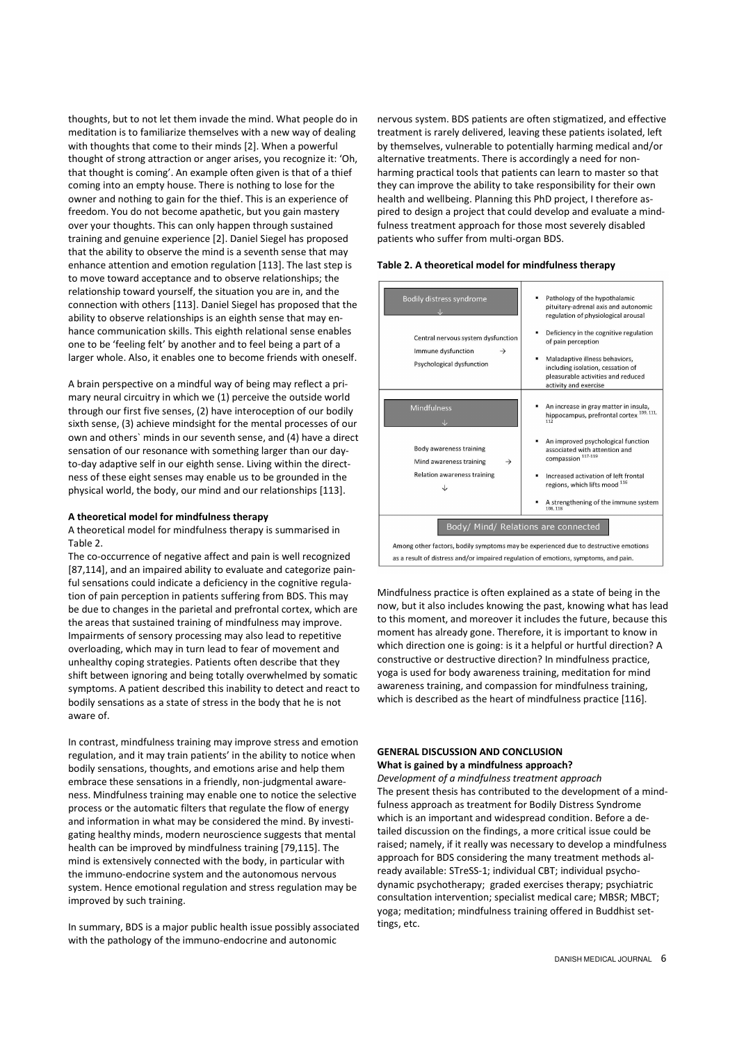thoughts, but to not let them invade the mind. What people do in meditation is to familiarize themselves with a new way of dealing with thoughts that come to their minds [2]. When a powerful thought of strong attraction or anger arises, you recognize it: 'Oh, that thought is coming'. An example often given is that of a thief coming into an empty house. There is nothing to lose for the owner and nothing to gain for the thief. This is an experience of freedom. You do not become apathetic, but you gain mastery over your thoughts. This can only happen through sustained training and genuine experience [2]. Daniel Siegel has proposed that the ability to observe the mind is a seventh sense that may enhance attention and emotion regulation [113]. The last step is to move toward acceptance and to observe relationships; the relationship toward yourself, the situation you are in, and the connection with others [113]. Daniel Siegel has proposed that the ability to observe relationships is an eighth sense that may enhance communication skills. This eighth relational sense enables one to be 'feeling felt' by another and to feel being a part of a larger whole. Also, it enables one to become friends with oneself.

A brain perspective on a mindful way of being may reflect a primary neural circuitry in which we (1) perceive the outside world through our first five senses, (2) have interoception of our bodily sixth sense, (3) achieve mindsight for the mental processes of our own and others` minds in our seventh sense, and (4) have a direct sensation of our resonance with something larger than our day-to-day adaptive self in our eighth sense. Living within the directness of these eight senses may enable us to be grounded in the physical world, the body, our mind and our relationships [113].

**A theoretical model for mindfulness therapy**

A theoretical model for mindfulness therapy is summarised in Table 2.

The co-occurrence of negative affect and pain is well recognized [87,114], and an impaired ability to evaluate and categorize painful sensations could indicate a deficiency in the cognitive regulation of pain perception in patients suffering from BDS. This may be due to changes in the parietal and prefrontal cortex, which are the areas that sustained training of mindfulness may improve. Impairments of sensory processing may also lead to repetitive overloading, which may in turn lead to fear of movement and unhealthy coping strategies. Patients often describe that they shift between ignoring and being totally overwhelmed by somatic symptoms. A patient described this inability to detect and react to bodily sensations as a state of stress in the body that he is not aware of.

In contrast, mindfulness training may improve stress and emotion regulation, and it may train patients' in the ability to notice when bodily sensations, thoughts, and emotions arise and help them embrace these sensations in a friendly, non-judgmental awareness. Mindfulness training may enable one to notice the selective process or the automatic filters that regulate the flow of energy and information in what may be considered the mind. By investigating healthy minds, modern neuroscience suggests that mental health can be improved by mindfulness training [79,115]. The mind is extensively connected with the body, in particular with the immuno-endocrine system and the autonomous nervous system. Hence emotional regulation and stress regulation may be improved by such training.

In summary, BDS is a major public health issue possibly associated with the pathology of the immuno-endocrine and autonomic nervous system. BDS patients are often stigmatized, and effective treatment is rarely delivered, leaving these patients isolated, left by themselves, vulnerable to potentially harming medical and/or alternative treatments. There is accordingly a need for non-harming practical tools that patients can learn to master so that they can improve the ability to take responsibility for their own health and wellbeing. Planning this PhD project, I therefore aspired to design a project that could develop and evaluate a mindfulness treatment approach for those most severely disabled patients who suffer from multi-organ BDS.

**Table 2. A theoretical model for mindfulness therapy**

| | |
|---|---|
| Bodily distress syndrome ↓<br><br>Central nervous system dysfunction<br>Immune dysfunction →<br>Psychological dysfunction | ▪ Pathology of the hypothalamic pituitary-adrenal axis and autonomic regulation of physiological arousal<br>▪ Deficiency in the cognitive regulation of pain perception<br>▪ Maladaptive illness behaviors, including isolation, cessation of pleasurable activities and reduced activity and exercise |
| Mindfulness ↓<br><br>Body awareness training<br>Mind awareness training →<br>Relation awareness training<br>↓ | ▪ An increase in gray matter in insula, hippocampus, prefrontal cortex [109, 111, 112]<br>▪ An improved psychological function associated with attention and compassion [117-119]<br>▪ Increased activation of left frontal regions, which lifts mood [116]<br>▪ A strengthening of the immune system [108, 116] |
| Body/ Mind/ Relations are connected | |

Among other factors, bodily symptoms may be experienced due to destructive emotions as a result of distress and/or impaired regulation of emotions, symptoms, and pain.

Mindfulness practice is often explained as a state of being in the now, but it also includes knowing the past, knowing what has lead to this moment, and moreover it includes the future, because this moment has already gone. Therefore, it is important to know in which direction one is going: is it a helpful or hurtful direction? A constructive or destructive direction? In mindfulness practice, yoga is used for body awareness training, meditation for mind awareness training, and compassion for mindfulness training, which is described as the heart of mindfulness practice [116].

## GENERAL DISCUSSION AND CONCLUSION

### What is gained by a mindfulness approach?

*Development of a mindfulness treatment approach*

The present thesis has contributed to the development of a mindfulness approach as treatment for Bodily Distress Syndrome which is an important and widespread condition. Before a detailed discussion on the findings, a more critical issue could be raised; namely, if it really was necessary to develop a mindfulness approach for BDS considering the many treatment methods already available: STreSS-1; individual CBT; individual psychodynamic psychotherapy; graded exercises therapy; psychiatric consultation intervention; specialist medical care; MBSR; MBCT; yoga; meditation; mindfulness training offered in Buddhist settings, etc.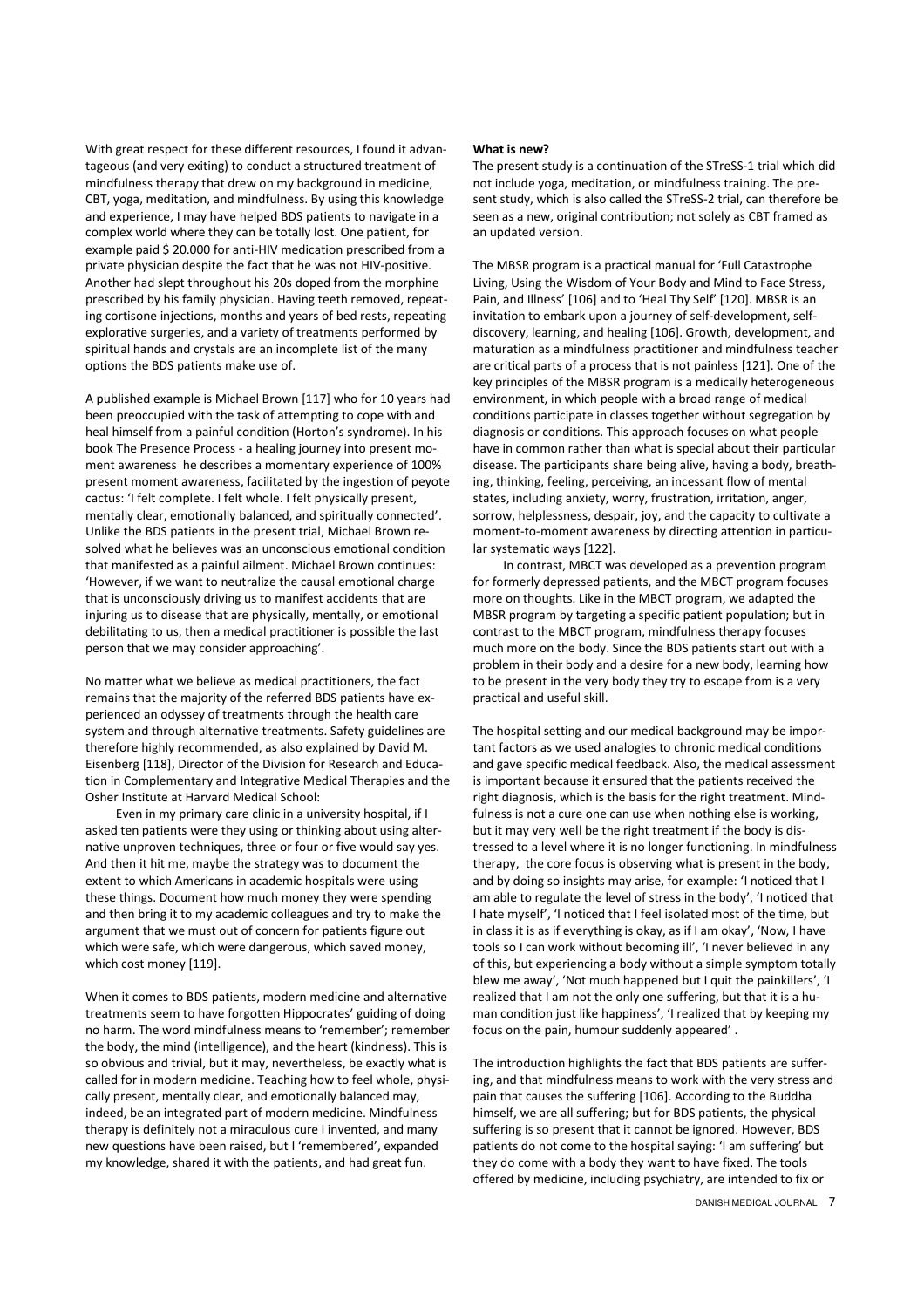With great respect for these different resources, I found it advantageous (and very exiting) to conduct a structured treatment of mindfulness therapy that drew on my background in medicine, CBT, yoga, meditation, and mindfulness. By using this knowledge and experience, I may have helped BDS patients to navigate in a complex world where they can be totally lost. One patient, for example paid $ 20.000 for anti-HIV medication prescribed from a private physician despite the fact that he was not HIV-positive. Another had slept throughout his 20s doped from the morphine prescribed by his family physician. Having teeth removed, repeating cortisone injections, months and years of bed rests, repeating explorative surgeries, and a variety of treatments performed by spiritual hands and crystals are an incomplete list of the many options the BDS patients make use of.

A published example is Michael Brown [117] who for 10 years had been preoccupied with the task of attempting to cope with and heal himself from a painful condition (Horton's syndrome). In his book The Presence Process - a healing journey into present moment awareness he describes a momentary experience of 100% present moment awareness, facilitated by the ingestion of peyote cactus: 'I felt complete. I felt whole. I felt physically present, mentally clear, emotionally balanced, and spiritually connected'. Unlike the BDS patients in the present trial, Michael Brown resolved what he believes was an unconscious emotional condition that manifested as a painful ailment. Michael Brown continues: 'However, if we want to neutralize the causal emotional charge that is unconsciously driving us to manifest accidents that are injuring us to disease that are physically, mentally, or emotional debilitating to us, then a medical practitioner is possible the last person that we may consider approaching'.

No matter what we believe as medical practitioners, the fact remains that the majority of the referred BDS patients have experienced an odyssey of treatments through the health care system and through alternative treatments. Safety guidelines are therefore highly recommended, as also explained by David M. Eisenberg [118], Director of the Division for Research and Education in Complementary and Integrative Medical Therapies and the Osher Institute at Harvard Medical School:

Even in my primary care clinic in a university hospital, if I asked ten patients were they using or thinking about using alternative unproven techniques, three or four or five would say yes. And then it hit me, maybe the strategy was to document the extent to which Americans in academic hospitals were using these things. Document how much money they were spending and then bring it to my academic colleagues and try to make the argument that we must out of concern for patients figure out which were safe, which were dangerous, which saved money, which cost money [119].

When it comes to BDS patients, modern medicine and alternative treatments seem to have forgotten Hippocrates' guiding of doing no harm. The word mindfulness means to 'remember'; remember the body, the mind (intelligence), and the heart (kindness). This is so obvious and trivial, but it may, nevertheless, be exactly what is called for in modern medicine. Teaching how to feel whole, physically present, mentally clear, and emotionally balanced may, indeed, be an integrated part of modern medicine. Mindfulness therapy is definitely not a miraculous cure I invented, and many new questions have been raised, but I 'remembered', expanded my knowledge, shared it with the patients, and had great fun.

**What is new?**

The present study is a continuation of the STreSS-1 trial which did not include yoga, meditation, or mindfulness training. The present study, which is also called the STreSS-2 trial, can therefore be seen as a new, original contribution; not solely as CBT framed as an updated version.

The MBSR program is a practical manual for 'Full Catastrophe Living, Using the Wisdom of Your Body and Mind to Face Stress, Pain, and Illness' [106] and to 'Heal Thy Self' [120]. MBSR is an invitation to embark upon a journey of self-development, self-discovery, learning, and healing [106]. Growth, development, and maturation as a mindfulness practitioner and mindfulness teacher are critical parts of a process that is not painless [121]. One of the key principles of the MBSR program is a medically heterogeneous environment, in which people with a broad range of medical conditions participate in classes together without segregation by diagnosis or conditions. This approach focuses on what people have in common rather than what is special about their particular disease. The participants share being alive, having a body, breathing, thinking, feeling, perceiving, an incessant flow of mental states, including anxiety, worry, frustration, irritation, anger, sorrow, helplessness, despair, joy, and the capacity to cultivate a moment-to-moment awareness by directing attention in particular systematic ways [122].

In contrast, MBCT was developed as a prevention program for formerly depressed patients, and the MBCT program focuses more on thoughts. Like in the MBCT program, we adapted the MBSR program by targeting a specific patient population; but in contrast to the MBCT program, mindfulness therapy focuses much more on the body. Since the BDS patients start out with a problem in their body and a desire for a new body, learning how to be present in the very body they try to escape from is a very practical and useful skill.

The hospital setting and our medical background may be important factors as we used analogies to chronic medical conditions and gave specific medical feedback. Also, the medical assessment is important because it ensured that the patients received the right diagnosis, which is the basis for the right treatment. Mindfulness is not a cure one can use when nothing else is working, but it may very well be the right treatment if the body is distressed to a level where it is no longer functioning. In mindfulness therapy, the core focus is observing what is present in the body, and by doing so insights may arise, for example: 'I noticed that I am able to regulate the level of stress in the body', 'I noticed that I hate myself', 'I noticed that I feel isolated most of the time, but in class it is as if everything is okay, as if I am okay', 'Now, I have tools so I can work without becoming ill', 'I never believed in any of this, but experiencing a body without a simple symptom totally blew me away', 'Not much happened but I quit the painkillers', 'I realized that I am not the only one suffering, but that it is a human condition just like happiness', 'I realized that by keeping my focus on the pain, humour suddenly appeared' .

The introduction highlights the fact that BDS patients are suffering, and that mindfulness means to work with the very stress and pain that causes the suffering [106]. According to the Buddha himself, we are all suffering; but for BDS patients, the physical suffering is so present that it cannot be ignored. However, BDS patients do not come to the hospital saying: 'I am suffering' but they do come with a body they want to have fixed. The tools offered by medicine, including psychiatry, are intended to fix or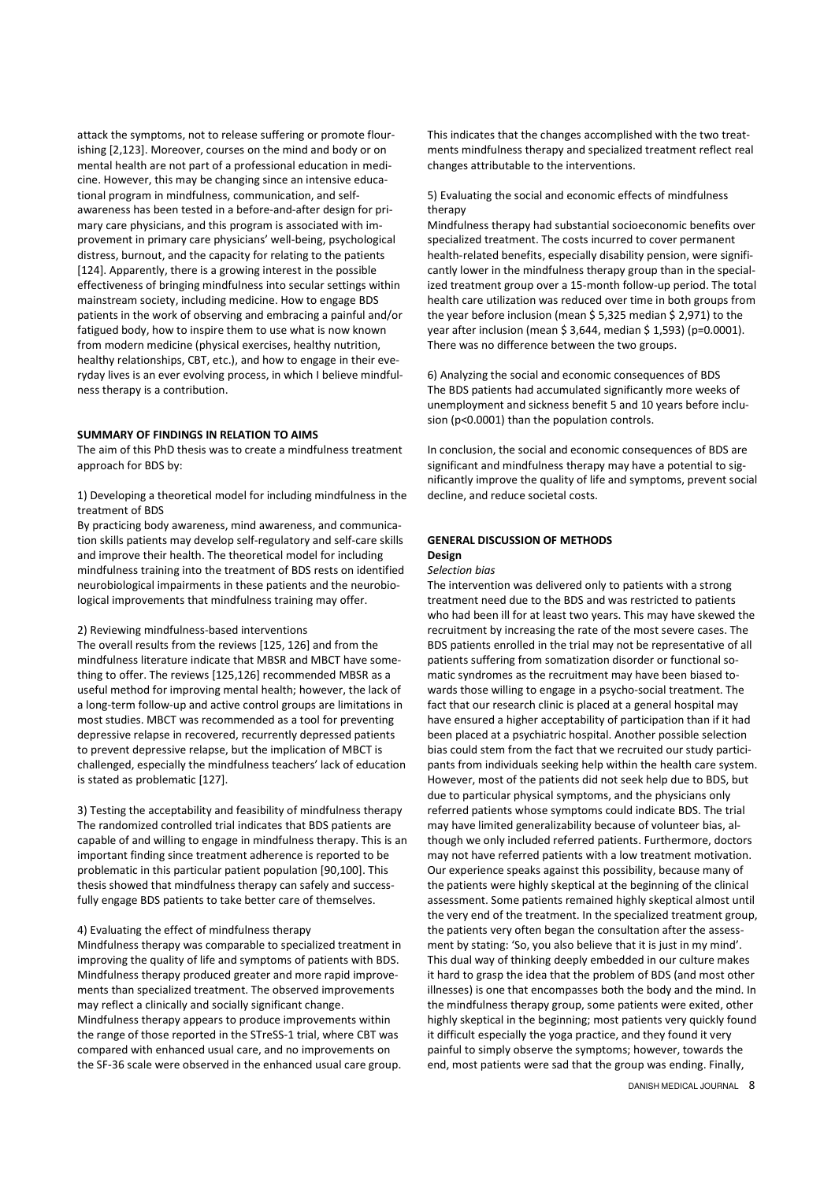attack the symptoms, not to release suffering or promote flourishing [2,123]. Moreover, courses on the mind and body or on mental health are not part of a professional education in medicine. However, this may be changing since an intensive educational program in mindfulness, communication, and self-awareness has been tested in a before-and-after design for primary care physicians, and this program is associated with improvement in primary care physicians' well-being, psychological distress, burnout, and the capacity for relating to the patients [124]. Apparently, there is a growing interest in the possible effectiveness of bringing mindfulness into secular settings within mainstream society, including medicine. How to engage BDS patients in the work of observing and embracing a painful and/or fatigued body, how to inspire them to use what is now known from modern medicine (physical exercises, healthy nutrition, healthy relationships, CBT, etc.), and how to engage in their everyday lives is an ever evolving process, in which I believe mindfulness therapy is a contribution.

## SUMMARY OF FINDINGS IN RELATION TO AIMS

The aim of this PhD thesis was to create a mindfulness treatment approach for BDS by:

1) Developing a theoretical model for including mindfulness in the treatment of BDS

By practicing body awareness, mind awareness, and communication skills patients may develop self-regulatory and self-care skills and improve their health. The theoretical model for including mindfulness training into the treatment of BDS rests on identified neurobiological impairments in these patients and the neurobiological improvements that mindfulness training may offer.

2) Reviewing mindfulness-based interventions

The overall results from the reviews [125, 126] and from the mindfulness literature indicate that MBSR and MBCT have something to offer. The reviews [125,126] recommended MBSR as a useful method for improving mental health; however, the lack of a long-term follow-up and active control groups are limitations in most studies. MBCT was recommended as a tool for preventing depressive relapse in recovered, recurrently depressed patients to prevent depressive relapse, but the implication of MBCT is challenged, especially the mindfulness teachers' lack of education is stated as problematic [127].

3) Testing the acceptability and feasibility of mindfulness therapy

The randomized controlled trial indicates that BDS patients are capable of and willing to engage in mindfulness therapy. This is an important finding since treatment adherence is reported to be problematic in this particular patient population [90,100]. This thesis showed that mindfulness therapy can safely and successfully engage BDS patients to take better care of themselves.

4) Evaluating the effect of mindfulness therapy

Mindfulness therapy was comparable to specialized treatment in improving the quality of life and symptoms of patients with BDS. Mindfulness therapy produced greater and more rapid improvements than specialized treatment. The observed improvements may reflect a clinically and socially significant change. Mindfulness therapy appears to produce improvements within the range of those reported in the STreSS-1 trial, where CBT was compared with enhanced usual care, and no improvements on the SF-36 scale were observed in the enhanced usual care group. This indicates that the changes accomplished with the two treatments mindfulness therapy and specialized treatment reflect real changes attributable to the interventions.

5) Evaluating the social and economic effects of mindfulness therapy

Mindfulness therapy had substantial socioeconomic benefits over specialized treatment. The costs incurred to cover permanent health-related benefits, especially disability pension, were significantly lower in the mindfulness therapy group than in the specialized treatment group over a 15-month follow-up period. The total health care utilization was reduced over time in both groups from the year before inclusion (mean \$ 5,325 median \$ 2,971) to the year after inclusion (mean \$ 3,644, median \$ 1,593) ($p=0.0001$). There was no difference between the two groups.

6) Analyzing the social and economic consequences of BDS

The BDS patients had accumulated significantly more weeks of unemployment and sickness benefit 5 and 10 years before inclusion ($p<0.0001$) than the population controls.

In conclusion, the social and economic consequences of BDS are significant and mindfulness therapy may have a potential to significantly improve the quality of life and symptoms, prevent social decline, and reduce societal costs.

## GENERAL DISCUSSION OF METHODS

### Design

*Selection bias*

The intervention was delivered only to patients with a strong treatment need due to the BDS and was restricted to patients who had been ill for at least two years. This may have skewed the recruitment by increasing the rate of the most severe cases. The BDS patients enrolled in the trial may not be representative of all patients suffering from somatization disorder or functional somatic syndromes as the recruitment may have been biased towards those willing to engage in a psycho-social treatment. The fact that our research clinic is placed at a general hospital may have ensured a higher acceptability of participation than if it had been placed at a psychiatric hospital. Another possible selection bias could stem from the fact that we recruited our study participants from individuals seeking help within the health care system. However, most of the patients did not seek help due to BDS, but due to particular physical symptoms, and the physicians only referred patients whose symptoms could indicate BDS. The trial may have limited generalizability because of volunteer bias, although we only included referred patients. Furthermore, doctors may not have referred patients with a low treatment motivation. Our experience speaks against this possibility, because many of the patients were highly skeptical at the beginning of the clinical assessment. Some patients remained highly skeptical almost until the very end of the treatment. In the specialized treatment group, the patients very often began the consultation after the assessment by stating: 'So, you also believe that it is just in my mind'. This dual way of thinking deeply embedded in our culture makes it hard to grasp the idea that the problem of BDS (and most other illnesses) is one that encompasses both the body and the mind. In the mindfulness therapy group, some patients were exited, other highly skeptical in the beginning; most patients very quickly found it difficult especially the yoga practice, and they found it very painful to simply observe the symptoms; however, towards the end, most patients were sad that the group was ending. Finally,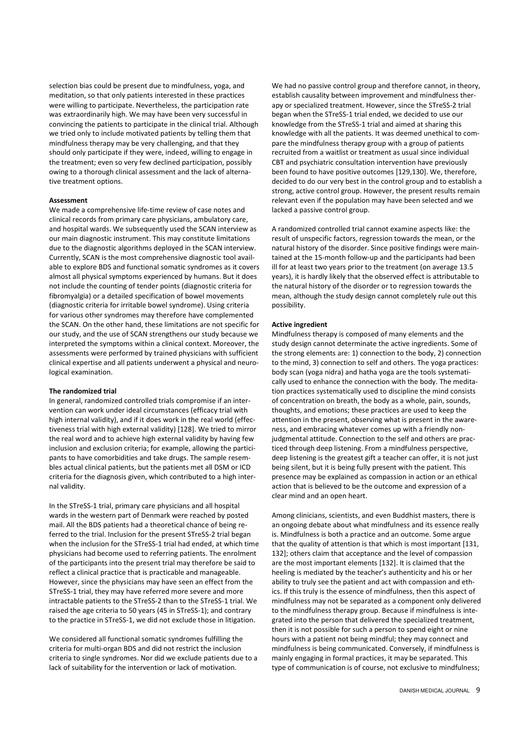selection bias could be present due to mindfulness, yoga, and meditation, so that only patients interested in these practices were willing to participate. Nevertheless, the participation rate was extraordinarily high. We may have been very successful in convincing the patients to participate in the clinical trial. Although we tried only to include motivated patients by telling them that mindfulness therapy may be very challenging, and that they should only participate if they were, indeed, willing to engage in the treatment; even so very few declined participation, possibly owing to a thorough clinical assessment and the lack of alternative treatment options.

**Assessment**

We made a comprehensive life-time review of case notes and clinical records from primary care physicians, ambulatory care, and hospital wards. We subsequently used the SCAN interview as our main diagnostic instrument. This may constitute limitations due to the diagnostic algorithms deployed in the SCAN interview. Currently, SCAN is the most comprehensive diagnostic tool available to explore BDS and functional somatic syndromes as it covers almost all physical symptoms experienced by humans. But it does not include the counting of tender points (diagnostic criteria for fibromyalgia) or a detailed specification of bowel movements (diagnostic criteria for irritable bowel syndrome). Using criteria for various other syndromes may therefore have complemented the SCAN. On the other hand, these limitations are not specific for our study, and the use of SCAN strengthens our study because we interpreted the symptoms within a clinical context. Moreover, the assessments were performed by trained physicians with sufficient clinical expertise and all patients underwent a physical and neurological examination.

**The randomized trial**

In general, randomized controlled trials compromise if an intervention can work under ideal circumstances (efficacy trial with high internal validity), and if it does work in the real world (effectiveness trial with high external validity) [128]. We tried to mirror the real word and to achieve high external validity by having few inclusion and exclusion criteria; for example, allowing the participants to have comorbidities and take drugs. The sample resembles actual clinical patients, but the patients met all DSM or ICD criteria for the diagnosis given, which contributed to a high internal validity.

In the STreSS-1 trial, primary care physicians and all hospital wards in the western part of Denmark were reached by posted mail. All the BDS patients had a theoretical chance of being referred to the trial. Inclusion for the present STreSS-2 trial began when the inclusion for the STreSS-1 trial had ended, at which time physicians had become used to referring patients. The enrolment of the participants into the present trial may therefore be said to reflect a clinical practice that is practicable and manageable. However, since the physicians may have seen an effect from the STreSS-1 trial, they may have referred more severe and more intractable patients to the STreSS-2 than to the STreSS-1 trial. We raised the age criteria to 50 years (45 in STreSS-1); and contrary to the practice in STreSS-1, we did not exclude those in litigation.

We considered all functional somatic syndromes fulfilling the criteria for multi-organ BDS and did not restrict the inclusion criteria to single syndromes. Nor did we exclude patients due to a lack of suitability for the intervention or lack of motivation.

We had no passive control group and therefore cannot, in theory, establish causality between improvement and mindfulness therapy or specialized treatment. However, since the STreSS-2 trial began when the STreSS-1 trial ended, we decided to use our knowledge from the STreSS-1 trial and aimed at sharing this knowledge with all the patients. It was deemed unethical to compare the mindfulness therapy group with a group of patients recruited from a waitlist or treatment as usual since individual CBT and psychiatric consultation intervention have previously been found to have positive outcomes [129,130]. We, therefore, decided to do our very best in the control group and to establish a strong, active control group. However, the present results remain relevant even if the population may have been selected and we lacked a passive control group.

A randomized controlled trial cannot examine aspects like: the result of unspecific factors, regression towards the mean, or the natural history of the disorder. Since positive findings were maintained at the 15-month follow-up and the participants had been ill for at least two years prior to the treatment (on average 13.5 years), it is hardly likely that the observed effect is attributable to the natural history of the disorder or to regression towards the mean, although the study design cannot completely rule out this possibility.

**Active ingredient**

Mindfulness therapy is composed of many elements and the study design cannot determinate the active ingredients. Some of the strong elements are: 1) connection to the body, 2) connection to the mind, 3) connection to self and others. The yoga practices: body scan (yoga nidra) and hatha yoga are the tools systematically used to enhance the connection with the body. The meditation practices systematically used to discipline the mind consists of concentration on breath, the body as a whole, pain, sounds, thoughts, and emotions; these practices are used to keep the attention in the present, observing what is present in the awareness, and embracing whatever comes up with a friendly non-judgmental attitude. Connection to the self and others are practiced through deep listening. From a mindfulness perspective, deep listening is the greatest gift a teacher can offer, it is not just being silent, but it is being fully present with the patient. This presence may be explained as compassion in action or an ethical action that is believed to be the outcome and expression of a clear mind and an open heart.

Among clinicians, scientists, and even Buddhist masters, there is an ongoing debate about what mindfulness and its essence really is. Mindfulness is both a practice and an outcome. Some argue that the quality of attention is that which is most important [131, 132]; others claim that acceptance and the level of compassion are the most important elements [132]. It is claimed that the heeling is mediated by the teacher's authenticity and his or her ability to truly see the patient and act with compassion and ethics. If this truly is the essence of mindfulness, then this aspect of mindfulness may not be separated as a component only delivered to the mindfulness therapy group. Because if mindfulness is integrated into the person that delivered the specialized treatment, then it is not possible for such a person to spend eight or nine hours with a patient not being mindful; they may connect and mindfulness is being communicated. Conversely, if mindfulness is mainly engaging in formal practices, it may be separated. This type of communication is of course, not exclusive to mindfulness;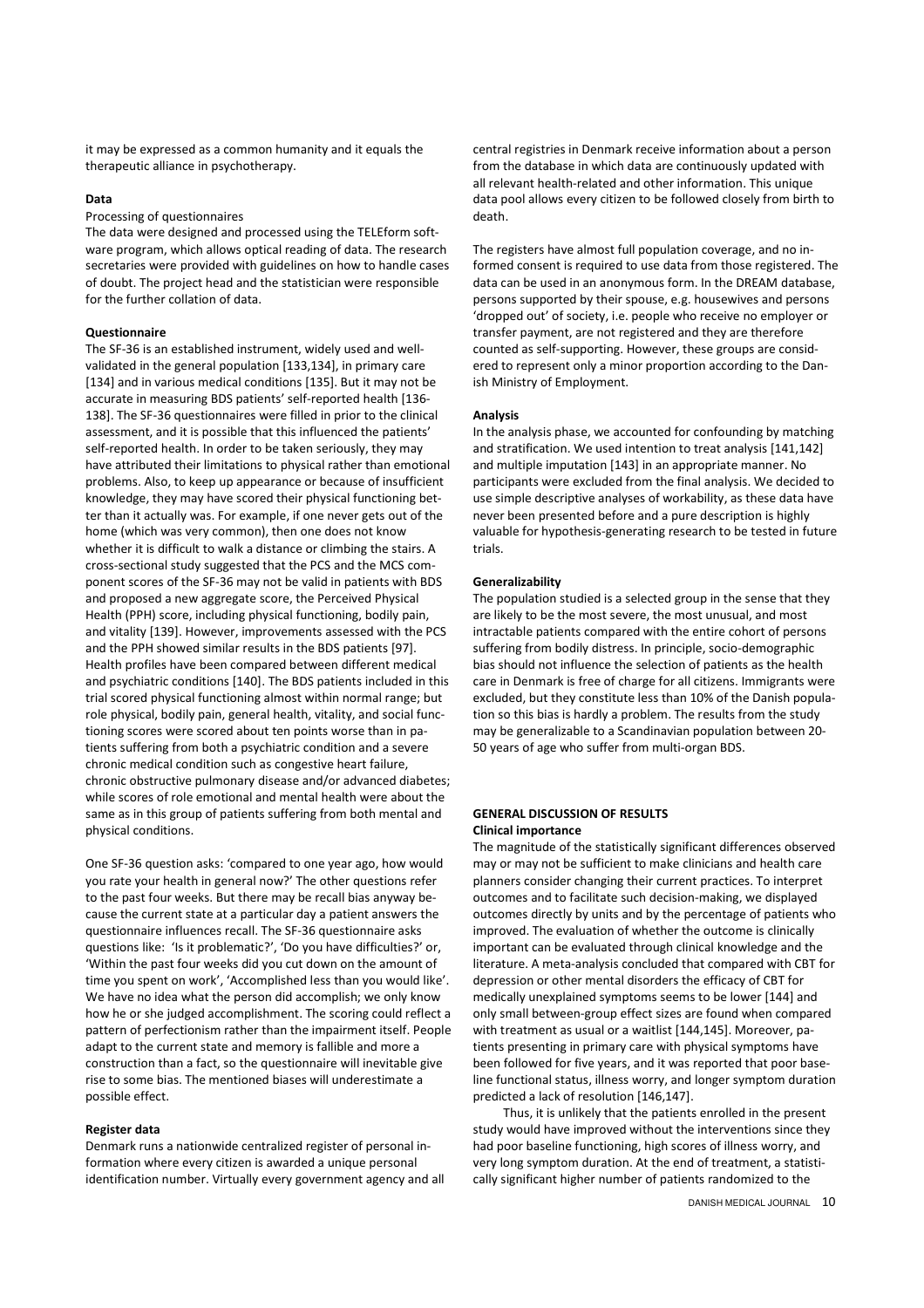it may be expressed as a common humanity and it equals the therapeutic alliance in psychotherapy.

**Data**

Processing of questionnaires

The data were designed and processed using the TELEform software program, which allows optical reading of data. The research secretaries were provided with guidelines on how to handle cases of doubt. The project head and the statistician were responsible for the further collation of data.

**Questionnaire**

The SF-36 is an established instrument, widely used and well-validated in the general population [133,134], in primary care [134] and in various medical conditions [135]. But it may not be accurate in measuring BDS patients' self-reported health [136-138]. The SF-36 questionnaires were filled in prior to the clinical assessment, and it is possible that this influenced the patients' self-reported health. In order to be taken seriously, they may have attributed their limitations to physical rather than emotional problems. Also, to keep up appearance or because of insufficient knowledge, they may have scored their physical functioning better than it actually was. For example, if one never gets out of the home (which was very common), then one does not know whether it is difficult to walk a distance or climbing the stairs. A cross-sectional study suggested that the PCS and the MCS component scores of the SF-36 may not be valid in patients with BDS and proposed a new aggregate score, the Perceived Physical Health (PPH) score, including physical functioning, bodily pain, and vitality [139]. However, improvements assessed with the PCS and the PPH showed similar results in the BDS patients [97]. Health profiles have been compared between different medical and psychiatric conditions [140]. The BDS patients included in this trial scored physical functioning almost within normal range; but role physical, bodily pain, general health, vitality, and social functioning scores were scored about ten points worse than in patients suffering from both a psychiatric condition and a severe chronic medical condition such as congestive heart failure, chronic obstructive pulmonary disease and/or advanced diabetes; while scores of role emotional and mental health were about the same as in this group of patients suffering from both mental and physical conditions.

One SF-36 question asks: 'compared to one year ago, how would you rate your health in general now?' The other questions refer to the past four weeks. But there may be recall bias anyway because the current state at a particular day a patient answers the questionnaire influences recall. The SF-36 questionnaire asks questions like: 'Is it problematic?', 'Do you have difficulties?' or, 'Within the past four weeks did you cut down on the amount of time you spent on work', 'Accomplished less than you would like'. We have no idea what the person did accomplish; we only know how he or she judged accomplishment. The scoring could reflect a pattern of perfectionism rather than the impairment itself. People adapt to the current state and memory is fallible and more a construction than a fact, so the questionnaire will inevitable give rise to some bias. The mentioned biases will underestimate a possible effect.

**Register data**

Denmark runs a nationwide centralized register of personal information where every citizen is awarded a unique personal identification number. Virtually every government agency and all central registries in Denmark receive information about a person from the database in which data are continuously updated with all relevant health-related and other information. This unique data pool allows every citizen to be followed closely from birth to death.

The registers have almost full population coverage, and no informed consent is required to use data from those registered. The data can be used in an anonymous form. In the DREAM database, persons supported by their spouse, e.g. housewives and persons 'dropped out' of society, i.e. people who receive no employer or transfer payment, are not registered and they are therefore counted as self-supporting. However, these groups are considered to represent only a minor proportion according to the Danish Ministry of Employment.

**Analysis**

In the analysis phase, we accounted for confounding by matching and stratification. We used intention to treat analysis [141,142] and multiple imputation [143] in an appropriate manner. No participants were excluded from the final analysis. We decided to use simple descriptive analyses of workability, as these data have never been presented before and a pure description is highly valuable for hypothesis-generating research to be tested in future trials.

**Generalizability**

The population studied is a selected group in the sense that they are likely to be the most severe, the most unusual, and most intractable patients compared with the entire cohort of persons suffering from bodily distress. In principle, socio-demographic bias should not influence the selection of patients as the health care in Denmark is free of charge for all citizens. Immigrants were excluded, but they constitute less than 10% of the Danish population so this bias is hardly a problem. The results from the study may be generalizable to a Scandinavian population between 20-50 years of age who suffer from multi-organ BDS.

## GENERAL DISCUSSION OF RESULTS

**Clinical importance**

The magnitude of the statistically significant differences observed may or may not be sufficient to make clinicians and health care planners consider changing their current practices. To interpret outcomes and to facilitate such decision-making, we displayed outcomes directly by units and by the percentage of patients who improved. The evaluation of whether the outcome is clinically important can be evaluated through clinical knowledge and the literature. A meta-analysis concluded that compared with CBT for depression or other mental disorders the efficacy of CBT for medically unexplained symptoms seems to be lower [144] and only small between-group effect sizes are found when compared with treatment as usual or a waitlist [144,145]. Moreover, patients presenting in primary care with physical symptoms have been followed for five years, and it was reported that poor baseline functional status, illness worry, and longer symptom duration predicted a lack of resolution [146,147].

Thus, it is unlikely that the patients enrolled in the present study would have improved without the interventions since they had poor baseline functioning, high scores of illness worry, and very long symptom duration. At the end of treatment, a statistically significant higher number of patients randomized to the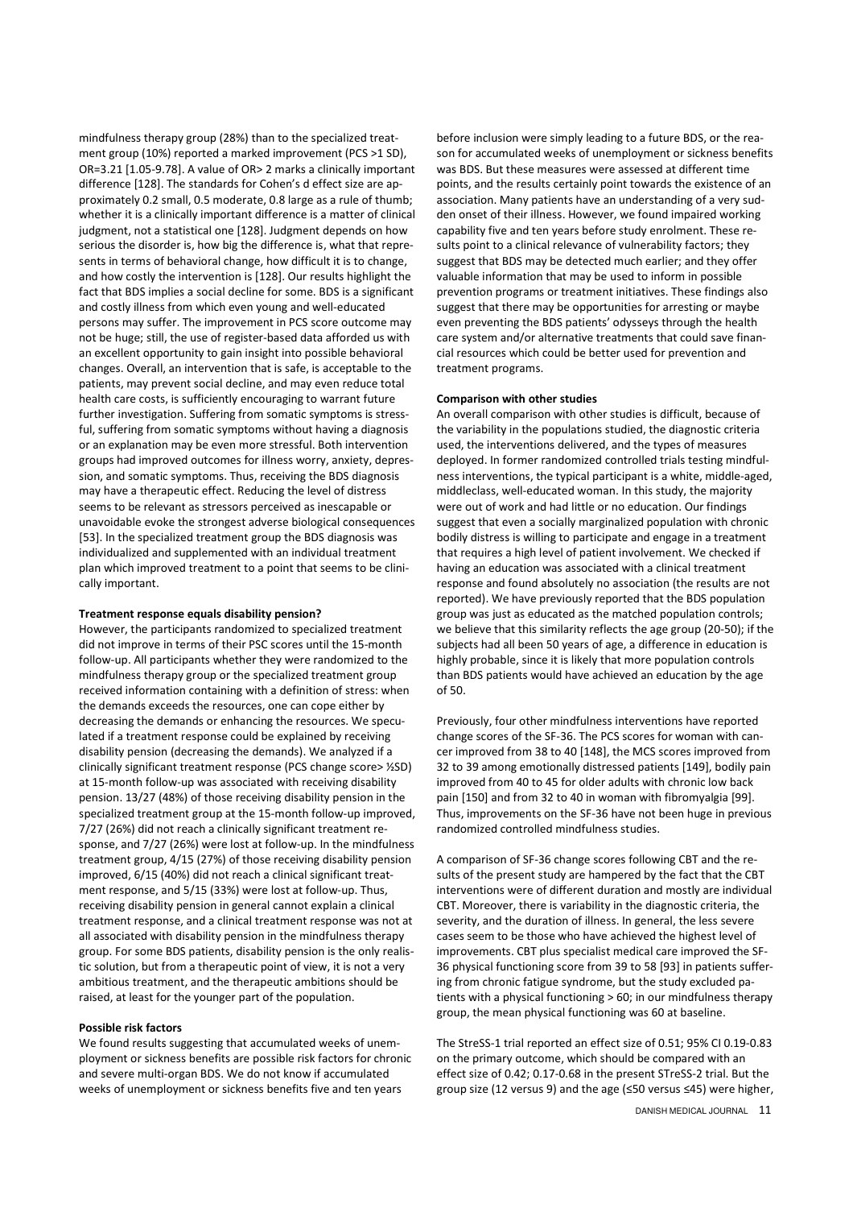mindfulness therapy group (28%) than to the specialized treatment group (10%) reported a marked improvement (PCS >1 SD), OR=3.21 [1.05-9.78]. A value of OR> 2 marks a clinically important difference [128]. The standards for Cohen's d effect size are approximately 0.2 small, 0.5 moderate, 0.8 large as a rule of thumb; whether it is a clinically important difference is a matter of clinical judgment, not a statistical one [128]. Judgment depends on how serious the disorder is, how big the difference is, what that represents in terms of behavioral change, how difficult it is to change, and how costly the intervention is [128]. Our results highlight the fact that BDS implies a social decline for some. BDS is a significant and costly illness from which even young and well-educated persons may suffer. The improvement in PCS score outcome may not be huge; still, the use of register-based data afforded us with an excellent opportunity to gain insight into possible behavioral changes. Overall, an intervention that is safe, is acceptable to the patients, may prevent social decline, and may even reduce total health care costs, is sufficiently encouraging to warrant future further investigation. Suffering from somatic symptoms is stressful, suffering from somatic symptoms without having a diagnosis or an explanation may be even more stressful. Both intervention groups had improved outcomes for illness worry, anxiety, depression, and somatic symptoms. Thus, receiving the BDS diagnosis may have a therapeutic effect. Reducing the level of distress seems to be relevant as stressors perceived as inescapable or unavoidable evoke the strongest adverse biological consequences [53]. In the specialized treatment group the BDS diagnosis was individualized and supplemented with an individual treatment plan which improved treatment to a point that seems to be clinically important.

**Treatment response equals disability pension?**

However, the participants randomized to specialized treatment did not improve in terms of their PSC scores until the 15-month follow-up. All participants whether they were randomized to the mindfulness therapy or the specialized treatment group received information containing with a definition of stress: when the demands exceeds the resources, one can cope either by decreasing the demands or enhancing the resources. We speculated if a treatment response could be explained by receiving disability pension (decreasing the demands). We analyzed if a clinically significant treatment response (PCS change score> ½SD) at 15-month follow-up was associated with receiving disability pension. 13/27 (48%) of those receiving disability pension in the specialized treatment group at the 15-month follow-up improved, 7/27 (26%) did not reach a clinically significant treatment response, and 7/27 (26%) were lost at follow-up. In the mindfulness treatment group, 4/15 (27%) of those receiving disability pension improved, 6/15 (40%) did not reach a clinical significant treatment response, and 5/15 (33%) were lost at follow-up. Thus, receiving disability pension in general cannot explain a clinical treatment response, and a clinical treatment response was not at all associated with disability pension in the mindfulness therapy group. For some BDS patients, disability pension is the only realistic solution, but from a therapeutic point of view, it is not a very ambitious treatment, and the therapeutic ambitions should be raised, at least for the younger part of the population.

**Possible risk factors**

We found results suggesting that accumulated weeks of unemployment or sickness benefits are possible risk factors for chronic and severe multi-organ BDS. We do not know if accumulated weeks of unemployment or sickness benefits five and ten years before inclusion were simply leading to a future BDS, or the reason for accumulated weeks of unemployment or sickness benefits was BDS. But these measures were assessed at different time points, and the results certainly point towards the existence of an association. Many patients have an understanding of a very sudden onset of their illness. However, we found impaired working capability five and ten years before study enrolment. These results point to a clinical relevance of vulnerability factors; they suggest that BDS may be detected much earlier; and they offer valuable information that may be used to inform in possible prevention programs or treatment initiatives. These findings also suggest that there may be opportunities for arresting or maybe even preventing the BDS patients' odysseys through the health care system and/or alternative treatments that could save financial resources which could be better used for prevention and treatment programs.

**Comparison with other studies**

An overall comparison with other studies is difficult, because of the variability in the populations studied, the diagnostic criteria used, the interventions delivered, and the types of measures deployed. In former randomized controlled trials testing mindfulness interventions, the typical participant is a white, middle-aged, middleclass, well-educated woman. In this study, the majority were out of work and had little or no education. Our findings suggest that even a socially marginalized population with chronic bodily distress is willing to participate and engage in a treatment that requires a high level of patient involvement. We checked if having an education was associated with a clinical treatment response and found absolutely no association (the results are not reported). We have previously reported that the BDS population group was just as educated as the matched population controls; we believe that this similarity reflects the age group (20-50); if the subjects had all been 50 years of age, a difference in education is highly probable, since it is likely that more population controls than BDS patients would have achieved an education by the age of 50.

Previously, four other mindfulness interventions have reported change scores of the SF-36. The PCS scores for woman with cancer improved from 38 to 40 [148], the MCS scores improved from 32 to 39 among emotionally distressed patients [149], bodily pain improved from 40 to 45 for older adults with chronic low back pain [150] and from 32 to 40 in woman with fibromyalgia [99]. Thus, improvements on the SF-36 have not been huge in previous randomized controlled mindfulness studies.

A comparison of SF-36 change scores following CBT and the results of the present study are hampered by the fact that the CBT interventions were of different duration and mostly are individual CBT. Moreover, there is variability in the diagnostic criteria, the severity, and the duration of illness. In general, the less severe cases seem to be those who have achieved the highest level of improvements. CBT plus specialist medical care improved the SF-36 physical functioning score from 39 to 58 [93] in patients suffering from chronic fatigue syndrome, but the study excluded patients with a physical functioning > 60; in our mindfulness therapy group, the mean physical functioning was 60 at baseline.

The StreSS-1 trial reported an effect size of 0.51; 95% CI 0.19-0.83 on the primary outcome, which should be compared with an effect size of 0.42; 0.17-0.68 in the present STreSS-2 trial. But the group size (12 versus 9) and the age (≤50 versus ≤45) were higher,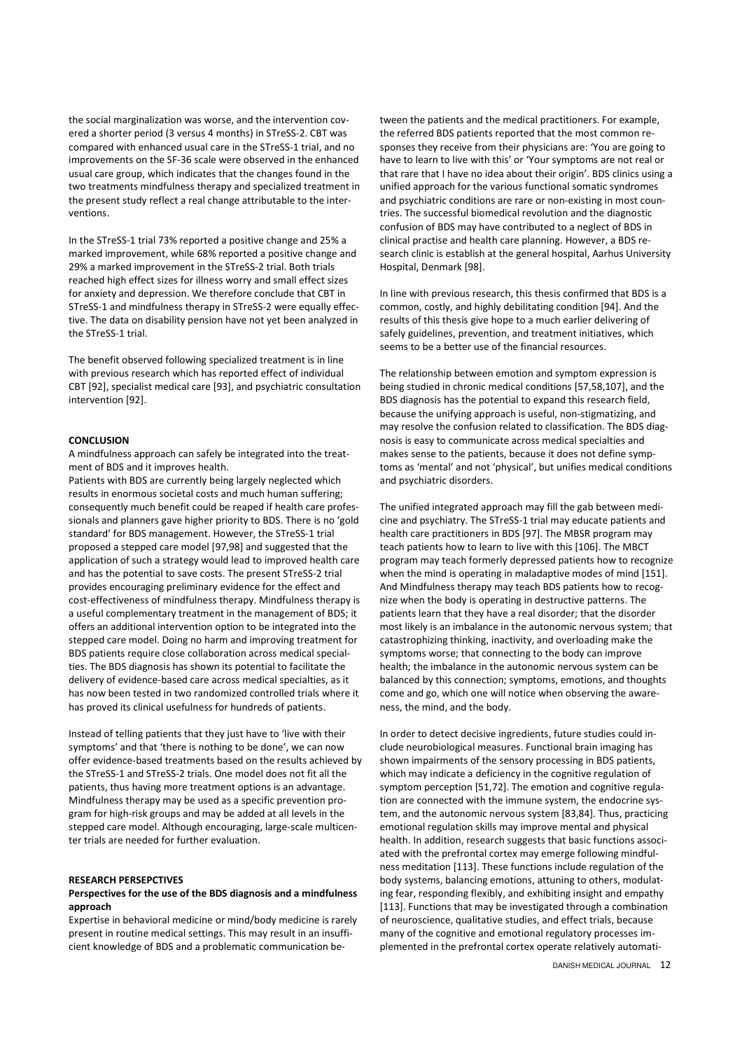the social marginalization was worse, and the intervention covered a shorter period (3 versus 4 months) in STreSS-2. CBT was compared with enhanced usual care in the STreSS-1 trial, and no improvements on the SF-36 scale were observed in the enhanced usual care group, which indicates that the changes found in the two treatments mindfulness therapy and specialized treatment in the present study reflect a real change attributable to the interventions.

In the STreSS-1 trial 73% reported a positive change and 25% a marked improvement, while 68% reported a positive change and 29% a marked improvement in the STreSS-2 trial. Both trials reached high effect sizes for illness worry and small effect sizes for anxiety and depression. We therefore conclude that CBT in STreSS-1 and mindfulness therapy in STreSS-2 were equally effective. The data on disability pension have not yet been analyzed in the STreSS-1 trial.

The benefit observed following specialized treatment is in line with previous research which has reported effect of individual CBT [92], specialist medical care [93], and psychiatric consultation intervention [92].

## CONCLUSION

A mindfulness approach can safely be integrated into the treatment of BDS and it improves health.

Patients with BDS are currently being largely neglected which results in enormous societal costs and much human suffering; consequently much benefit could be reaped if health care professionals and planners gave higher priority to BDS. There is no 'gold standard' for BDS management. However, the STreSS-1 trial proposed a stepped care model [97,98] and suggested that the application of such a strategy would lead to improved health care and has the potential to save costs. The present STreSS-2 trial provides encouraging preliminary evidence for the effect and cost-effectiveness of mindfulness therapy. Mindfulness therapy is a useful complementary treatment in the management of BDS; it offers an additional intervention option to be integrated into the stepped care model. Doing no harm and improving treatment for BDS patients require close collaboration across medical specialties. The BDS diagnosis has shown its potential to facilitate the delivery of evidence-based care across medical specialties, as it has now been tested in two randomized controlled trials where it has proved its clinical usefulness for hundreds of patients.

Instead of telling patients that they just have to 'live with their symptoms' and that 'there is nothing to be done', we can now offer evidence-based treatments based on the results achieved by the STreSS-1 and STreSS-2 trials. One model does not fit all the patients, thus having more treatment options is an advantage. Mindfulness therapy may be used as a specific prevention program for high-risk groups and may be added at all levels in the stepped care model. Although encouraging, large-scale multicenter trials are needed for further evaluation.

## RESEARCH PERSEPCTIVES

### Perspectives for the use of the BDS diagnosis and a mindfulness approach

Expertise in behavioral medicine or mind/body medicine is rarely present in routine medical settings. This may result in an insufficient knowledge of BDS and a problematic communication between the patients and the medical practitioners. For example, the referred BDS patients reported that the most common responses they receive from their physicians are: 'You are going to have to learn to live with this' or 'Your symptoms are not real or that rare that I have no idea about their origin'. BDS clinics using a unified approach for the various functional somatic syndromes and psychiatric conditions are rare or non-existing in most countries. The successful biomedical revolution and the diagnostic confusion of BDS may have contributed to a neglect of BDS in clinical practise and health care planning. However, a BDS research clinic is establish at the general hospital, Aarhus University Hospital, Denmark [98].

In line with previous research, this thesis confirmed that BDS is a common, costly, and highly debilitating condition [94]. And the results of this thesis give hope to a much earlier delivering of safely guidelines, prevention, and treatment initiatives, which seems to be a better use of the financial resources.

The relationship between emotion and symptom expression is being studied in chronic medical conditions [57,58,107], and the BDS diagnosis has the potential to expand this research field, because the unifying approach is useful, non-stigmatizing, and may resolve the confusion related to classification. The BDS diagnosis is easy to communicate across medical specialties and makes sense to the patients, because it does not define symptoms as 'mental' and not 'physical', but unifies medical conditions and psychiatric disorders.

The unified integrated approach may fill the gab between medicine and psychiatry. The STreSS-1 trial may educate patients and health care practitioners in BDS [97]. The MBSR program may teach patients how to learn to live with this [106]. The MBCT program may teach formerly depressed patients how to recognize when the mind is operating in maladaptive modes of mind [151]. And Mindfulness therapy may teach BDS patients how to recognize when the body is operating in destructive patterns. The patients learn that they have a real disorder; that the disorder most likely is an imbalance in the autonomic nervous system; that catastrophizing thinking, inactivity, and overloading make the symptoms worse; that connecting to the body can improve health; the imbalance in the autonomic nervous system can be balanced by this connection; symptoms, emotions, and thoughts come and go, which one will notice when observing the awareness, the mind, and the body.

In order to detect decisive ingredients, future studies could include neurobiological measures. Functional brain imaging has shown impairments of the sensory processing in BDS patients, which may indicate a deficiency in the cognitive regulation of symptom perception [51,72]. The emotion and cognitive regulation are connected with the immune system, the endocrine system, and the autonomic nervous system [83,84]. Thus, practicing emotional regulation skills may improve mental and physical health. In addition, research suggests that basic functions associated with the prefrontal cortex may emerge following mindfulness meditation [113]. These functions include regulation of the body systems, balancing emotions, attuning to others, modulating fear, responding flexibly, and exhibiting insight and empathy [113]. Functions that may be investigated through a combination of neuroscience, qualitative studies, and effect trials, because many of the cognitive and emotional regulatory processes implemented in the prefrontal cortex operate relatively automati-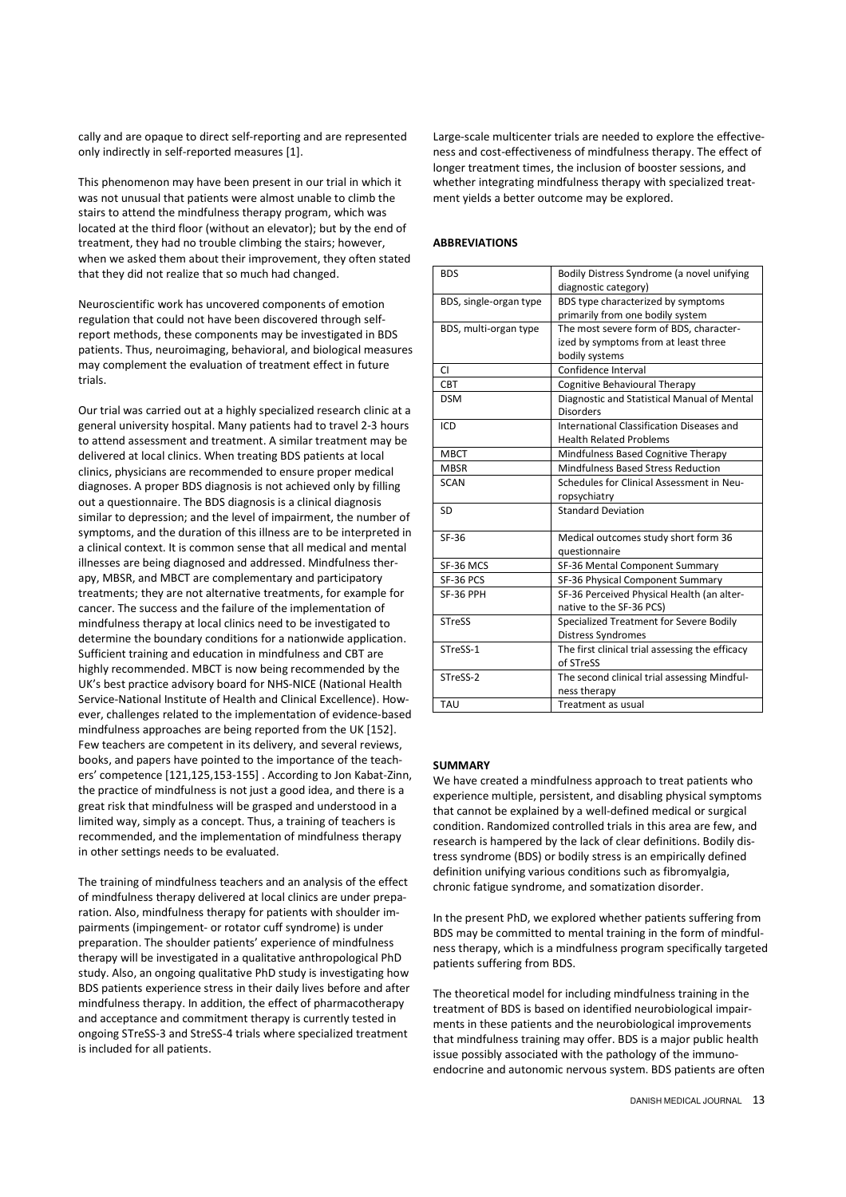cally and are opaque to direct self-reporting and are represented only indirectly in self-reported measures [1].

This phenomenon may have been present in our trial in which it was not unusual that patients were almost unable to climb the stairs to attend the mindfulness therapy program, which was located at the third floor (without an elevator); but by the end of treatment, they had no trouble climbing the stairs; however, when we asked them about their improvement, they often stated that they did not realize that so much had changed.

Neuroscientific work has uncovered components of emotion regulation that could not have been discovered through self-report methods, these components may be investigated in BDS patients. Thus, neuroimaging, behavioral, and biological measures may complement the evaluation of treatment effect in future trials.

Our trial was carried out at a highly specialized research clinic at a general university hospital. Many patients had to travel 2-3 hours to attend assessment and treatment. A similar treatment may be delivered at local clinics. When treating BDS patients at local clinics, physicians are recommended to ensure proper medical diagnoses. A proper BDS diagnosis is not achieved only by filling out a questionnaire. The BDS diagnosis is a clinical diagnosis similar to depression; and the level of impairment, the number of symptoms, and the duration of this illness are to be interpreted in a clinical context. It is common sense that all medical and mental illnesses are being diagnosed and addressed. Mindfulness therapy, MBSR, and MBCT are complementary and participatory treatments; they are not alternative treatments, for example for cancer. The success and the failure of the implementation of mindfulness therapy at local clinics need to be investigated to determine the boundary conditions for a nationwide application. Sufficient training and education in mindfulness and CBT are highly recommended. MBCT is now being recommended by the UK's best practice advisory board for NHS-NICE (National Health Service-National Institute of Health and Clinical Excellence). However, challenges related to the implementation of evidence-based mindfulness approaches are being reported from the UK [152]. Few teachers are competent in its delivery, and several reviews, books, and papers have pointed to the importance of the teachers' competence [121,125,153-155] . According to Jon Kabat-Zinn, the practice of mindfulness is not just a good idea, and there is a great risk that mindfulness will be grasped and understood in a limited way, simply as a concept. Thus, a training of teachers is recommended, and the implementation of mindfulness therapy in other settings needs to be evaluated.

The training of mindfulness teachers and an analysis of the effect of mindfulness therapy delivered at local clinics are under preparation. Also, mindfulness therapy for patients with shoulder impairments (impingement- or rotator cuff syndrome) is under preparation. The shoulder patients' experience of mindfulness therapy will be investigated in a qualitative anthropological PhD study. Also, an ongoing qualitative PhD study is investigating how BDS patients experience stress in their daily lives before and after mindfulness therapy. In addition, the effect of pharmacotherapy and acceptance and commitment therapy is currently tested in ongoing STreSS-3 and StreSS-4 trials where specialized treatment is included for all patients.

Large-scale multicenter trials are needed to explore the effectiveness and cost-effectiveness of mindfulness therapy. The effect of longer treatment times, the inclusion of booster sessions, and whether integrating mindfulness therapy with specialized treatment yields a better outcome may be explored.

## ABBREVIATIONS

| Abbreviation | Meaning |
|---|---|
| BDS | Bodily Distress Syndrome (a novel unifying diagnostic category) |
| BDS, single-organ type | BDS type characterized by symptoms primarily from one bodily system |
| BDS, multi-organ type | The most severe form of BDS, characterized by symptoms from at least three bodily systems |
| CI | Confidence Interval |
| CBT | Cognitive Behavioural Therapy |
| DSM | Diagnostic and Statistical Manual of Mental Disorders |
| ICD | International Classification Diseases and Health Related Problems |
| MBCT | Mindfulness Based Cognitive Therapy |
| MBSR | Mindfulness Based Stress Reduction |
| SCAN | Schedules for Clinical Assessment in Neuropsychiatry |
| SD | Standard Deviation |
| SF-36 | Medical outcomes study short form 36 questionnaire |
| SF-36 MCS | SF-36 Mental Component Summary |
| SF-36 PCS | SF-36 Physical Component Summary |
| SF-36 PPH | SF-36 Perceived Physical Health (an alternative to the SF-36 PCS) |
| STreSS | Specialized Treatment for Severe Bodily Distress Syndromes |
| STreSS-1 | The first clinical trial assessing the efficacy of STreSS |
| STreSS-2 | The second clinical trial assessing Mindfulness therapy |
| TAU | Treatment as usual |

## SUMMARY

We have created a mindfulness approach to treat patients who experience multiple, persistent, and disabling physical symptoms that cannot be explained by a well-defined medical or surgical condition. Randomized controlled trials in this area are few, and research is hampered by the lack of clear definitions. Bodily distress syndrome (BDS) or bodily stress is an empirically defined definition unifying various conditions such as fibromyalgia, chronic fatigue syndrome, and somatization disorder.

In the present PhD, we explored whether patients suffering from BDS may be committed to mental training in the form of mindfulness therapy, which is a mindfulness program specifically targeted patients suffering from BDS.

The theoretical model for including mindfulness training in the treatment of BDS is based on identified neurobiological impairments in these patients and the neurobiological improvements that mindfulness training may offer. BDS is a major public health issue possibly associated with the pathology of the immuno-endocrine and autonomic nervous system. BDS patients are often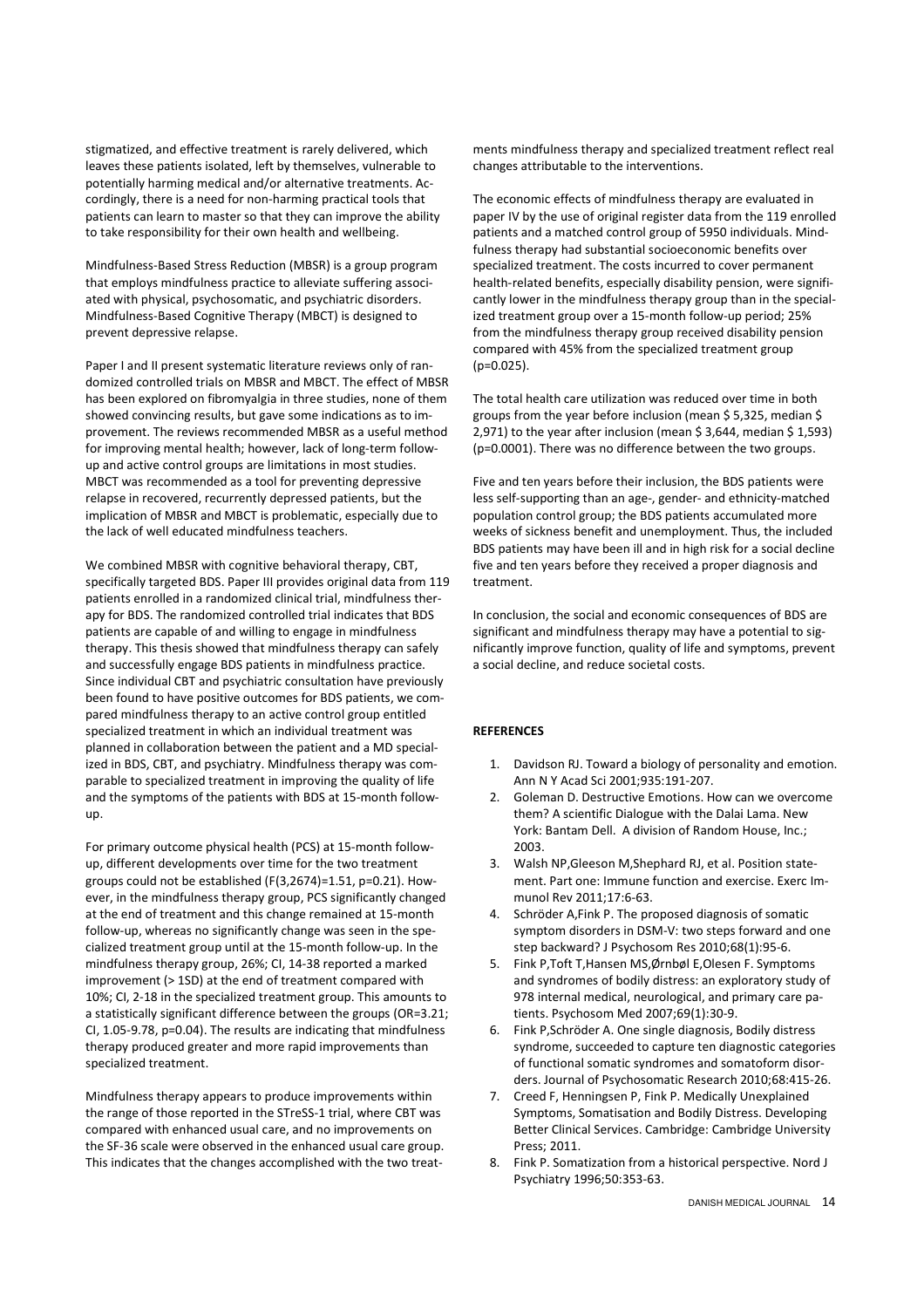stigmatized, and effective treatment is rarely delivered, which leaves these patients isolated, left by themselves, vulnerable to potentially harming medical and/or alternative treatments. Accordingly, there is a need for non-harming practical tools that patients can learn to master so that they can improve the ability to take responsibility for their own health and wellbeing.

Mindfulness-Based Stress Reduction (MBSR) is a group program that employs mindfulness practice to alleviate suffering associated with physical, psychosomatic, and psychiatric disorders. Mindfulness-Based Cognitive Therapy (MBCT) is designed to prevent depressive relapse.

Paper I and II present systematic literature reviews only of randomized controlled trials on MBSR and MBCT. The effect of MBSR has been explored on fibromyalgia in three studies, none of them showed convincing results, but gave some indications as to improvement. The reviews recommended MBSR as a useful method for improving mental health; however, lack of long-term follow-up and active control groups are limitations in most studies. MBCT was recommended as a tool for preventing depressive relapse in recovered, recurrently depressed patients, but the implication of MBSR and MBCT is problematic, especially due to the lack of well educated mindfulness teachers.

We combined MBSR with cognitive behavioral therapy, CBT, specifically targeted BDS. Paper III provides original data from 119 patients enrolled in a randomized clinical trial, mindfulness therapy for BDS. The randomized controlled trial indicates that BDS patients are capable of and willing to engage in mindfulness therapy. This thesis showed that mindfulness therapy can safely and successfully engage BDS patients in mindfulness practice. Since individual CBT and psychiatric consultation have previously been found to have positive outcomes for BDS patients, we compared mindfulness therapy to an active control group entitled specialized treatment in which an individual treatment was planned in collaboration between the patient and a MD specialized in BDS, CBT, and psychiatry. Mindfulness therapy was comparable to specialized treatment in improving the quality of life and the symptoms of the patients with BDS at 15-month follow-up.

For primary outcome physical health (PCS) at 15-month follow-up, different developments over time for the two treatment groups could not be established ($F(3,2674)=1.51$, $p=0.21$). However, in the mindfulness therapy group, PCS significantly changed at the end of treatment and this change remained at 15-month follow-up, whereas no significantly change was seen in the specialized treatment group until at the 15-month follow-up. In the mindfulness therapy group, 26%; CI, 14-38 reported a marked improvement (> 1SD) at the end of treatment compared with 10%; CI, 2-18 in the specialized treatment group. This amounts to a statistically significant difference between the groups (OR=3.21; CI, 1.05-9.78, $p=0.04$). The results are indicating that mindfulness therapy produced greater and more rapid improvements than specialized treatment.

Mindfulness therapy appears to produce improvements within the range of those reported in the STreSS-1 trial, where CBT was compared with enhanced usual care, and no improvements on the SF-36 scale were observed in the enhanced usual care group. This indicates that the changes accomplished with the two treatments mindfulness therapy and specialized treatment reflect real changes attributable to the interventions.

The economic effects of mindfulness therapy are evaluated in paper IV by the use of original register data from the 119 enrolled patients and a matched control group of 5950 individuals. Mindfulness therapy had substantial socioeconomic benefits over specialized treatment. The costs incurred to cover permanent health-related benefits, especially disability pension, were significantly lower in the mindfulness therapy group than in the specialized treatment group over a 15-month follow-up period; 25% from the mindfulness therapy group received disability pension compared with 45% from the specialized treatment group ($p=0.025$).

The total health care utilization was reduced over time in both groups from the year before inclusion (mean $ 5,325, median $ 2,971) to the year after inclusion (mean $ 3,644, median $ 1,593) ($p=0.0001$). There was no difference between the two groups.

Five and ten years before their inclusion, the BDS patients were less self-supporting than an age-, gender- and ethnicity-matched population control group; the BDS patients accumulated more weeks of sickness benefit and unemployment. Thus, the included BDS patients may have been ill and in high risk for a social decline five and ten years before they received a proper diagnosis and treatment.

In conclusion, the social and economic consequences of BDS are significant and mindfulness therapy may have a potential to significantly improve function, quality of life and symptoms, prevent a social decline, and reduce societal costs.

**REFERENCES**

1. Davidson RJ. Toward a biology of personality and emotion. Ann N Y Acad Sci 2001;935:191-207.
2. Goleman D. Destructive Emotions. How can we overcome them? A scientific Dialogue with the Dalai Lama. New York: Bantam Dell. A division of Random House, Inc.; 2003.
3. Walsh NP,Gleeson M,Shephard RJ, et al. Position statement. Part one: Immune function and exercise. Exerc Immunol Rev 2011;17:6-63.
4. Schröder A,Fink P. The proposed diagnosis of somatic symptom disorders in DSM-V: two steps forward and one step backward? J Psychosom Res 2010;68(1):95-6.
5. Fink P,Toft T,Hansen MS,Ørnbøl E,Olesen F. Symptoms and syndromes of bodily distress: an exploratory study of 978 internal medical, neurological, and primary care patients. Psychosom Med 2007;69(1):30-9.
6. Fink P,Schröder A. One single diagnosis, Bodily distress syndrome, succeeded to capture ten diagnostic categories of functional somatic syndromes and somatoform disorders. Journal of Psychosomatic Research 2010;68:415-26.
7. Creed F, Henningsen P, Fink P. Medically Unexplained Symptoms, Somatisation and Bodily Distress. Developing Better Clinical Services. Cambridge: Cambridge University Press; 2011.
8. Fink P. Somatization from a historical perspective. Nord J Psychiatry 1996;50:353-63.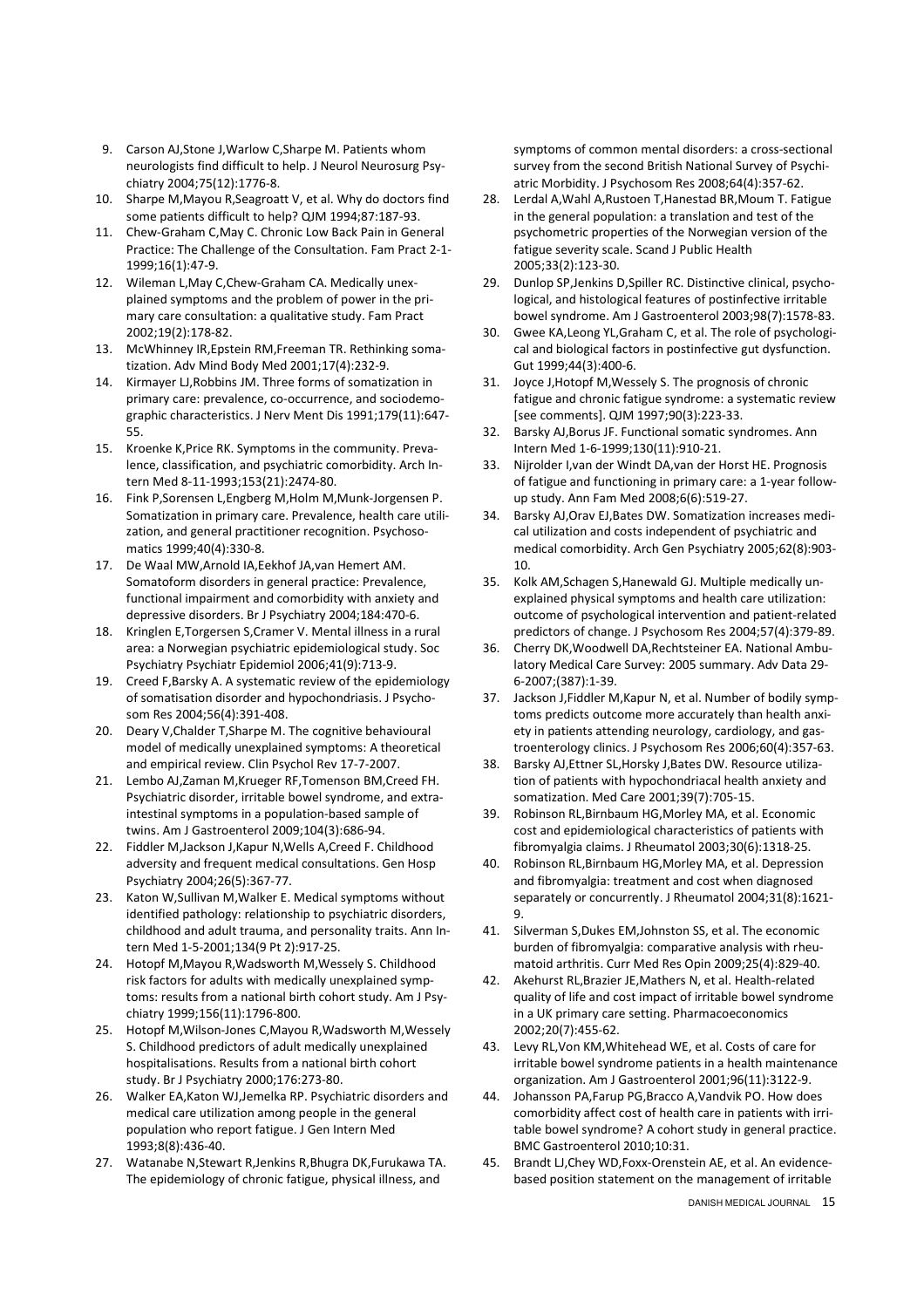9. Carson AJ,Stone J,Warlow C,Sharpe M. Patients whom neurologists find difficult to help. J Neurol Neurosurg Psychiatry 2004;75(12):1776-8.
10. Sharpe M,Mayou R,Seagroatt V, et al. Why do doctors find some patients difficult to help? QJM 1994;87:187-93.
11. Chew-Graham C,May C. Chronic Low Back Pain in General Practice: The Challenge of the Consultation. Fam Pract 2-1-1999;16(1):47-9.
12. Wileman L,May C,Chew-Graham CA. Medically unexplained symptoms and the problem of power in the primary care consultation: a qualitative study. Fam Pract 2002;19(2):178-82.
13. McWhinney IR,Epstein RM,Freeman TR. Rethinking somatization. Adv Mind Body Med 2001;17(4):232-9.
14. Kirmayer LJ,Robbins JM. Three forms of somatization in primary care: prevalence, co-occurrence, and sociodemographic characteristics. J Nerv Ment Dis 1991;179(11):647-55.
15. Kroenke K,Price RK. Symptoms in the community. Prevalence, classification, and psychiatric comorbidity. Arch Intern Med 8-11-1993;153(21):2474-80.
16. Fink P,Sorensen L,Engberg M,Holm M,Munk-Jorgensen P. Somatization in primary care. Prevalence, health care utilization, and general practitioner recognition. Psychosomatics 1999;40(4):330-8.
17. De Waal MW,Arnold IA,Eekhof JA,van Hemert AM. Somatoform disorders in general practice: Prevalence, functional impairment and comorbidity with anxiety and depressive disorders. Br J Psychiatry 2004;184:470-6.
18. Kringlen E,Torgersen S,Cramer V. Mental illness in a rural area: a Norwegian psychiatric epidemiological study. Soc Psychiatry Psychiatr Epidemiol 2006;41(9):713-9.
19. Creed F,Barsky A. A systematic review of the epidemiology of somatisation disorder and hypochondriasis. J Psychosom Res 2004;56(4):391-408.
20. Deary V,Chalder T,Sharpe M. The cognitive behavioural model of medically unexplained symptoms: A theoretical and empirical review. Clin Psychol Rev 17-7-2007.
21. Lembo AJ,Zaman M,Krueger RF,Tomenson BM,Creed FH. Psychiatric disorder, irritable bowel syndrome, and extra-intestinal symptoms in a population-based sample of twins. Am J Gastroenterol 2009;104(3):686-94.
22. Fiddler M,Jackson J,Kapur N,Wells A,Creed F. Childhood adversity and frequent medical consultations. Gen Hosp Psychiatry 2004;26(5):367-77.
23. Katon W,Sullivan M,Walker E. Medical symptoms without identified pathology: relationship to psychiatric disorders, childhood and adult trauma, and personality traits. Ann Intern Med 1-5-2001;134(9 Pt 2):917-25.
24. Hotopf M,Mayou R,Wadsworth M,Wessely S. Childhood risk factors for adults with medically unexplained symptoms: results from a national birth cohort study. Am J Psychiatry 1999;156(11):1796-800.
25. Hotopf M,Wilson-Jones C,Mayou R,Wadsworth M,Wessely S. Childhood predictors of adult medically unexplained hospitalisations. Results from a national birth cohort study. Br J Psychiatry 2000;176:273-80.
26. Walker EA,Katon WJ,Jemelka RP. Psychiatric disorders and medical care utilization among people in the general population who report fatigue. J Gen Intern Med 1993;8(8):436-40.
27. Watanabe N,Stewart R,Jenkins R,Bhugra DK,Furukawa TA. The epidemiology of chronic fatigue, physical illness, and symptoms of common mental disorders: a cross-sectional survey from the second British National Survey of Psychiatric Morbidity. J Psychosom Res 2008;64(4):357-62.
28. Lerdal A,Wahl A,Rustoen T,Hanestad BR,Moum T. Fatigue in the general population: a translation and test of the psychometric properties of the Norwegian version of the fatigue severity scale. Scand J Public Health 2005;33(2):123-30.
29. Dunlop SP,Jenkins D,Spiller RC. Distinctive clinical, psychological, and histological features of postinfective irritable bowel syndrome. Am J Gastroenterol 2003;98(7):1578-83.
30. Gwee KA,Leong YL,Graham C, et al. The role of psychological and biological factors in postinfective gut dysfunction. Gut 1999;44(3):400-6.
31. Joyce J,Hotopf M,Wessely S. The prognosis of chronic fatigue and chronic fatigue syndrome: a systematic review [see comments]. QJM 1997;90(3):223-33.
32. Barsky AJ,Borus JF. Functional somatic syndromes. Ann Intern Med 1-6-1999;130(11):910-21.
33. Nijrolder I,van der Windt DA,van der Horst HE. Prognosis of fatigue and functioning in primary care: a 1-year follow-up study. Ann Fam Med 2008;6(6):519-27.
34. Barsky AJ,Orav EJ,Bates DW. Somatization increases medical utilization and costs independent of psychiatric and medical comorbidity. Arch Gen Psychiatry 2005;62(8):903-10.
35. Kolk AM,Schagen S,Hanewald GJ. Multiple medically unexplained physical symptoms and health care utilization: outcome of psychological intervention and patient-related predictors of change. J Psychosom Res 2004;57(4):379-89.
36. Cherry DK,Woodwell DA,Rechtsteiner EA. National Ambulatory Medical Care Survey: 2005 summary. Adv Data 29-6-2007;(387):1-39.
37. Jackson J,Fiddler M,Kapur N, et al. Number of bodily symptoms predicts outcome more accurately than health anxiety in patients attending neurology, cardiology, and gastroenterology clinics. J Psychosom Res 2006;60(4):357-63.
38. Barsky AJ,Ettner SL,Horsky J,Bates DW. Resource utilization of patients with hypochondriacal health anxiety and somatization. Med Care 2001;39(7):705-15.
39. Robinson RL,Birnbaum HG,Morley MA, et al. Economic cost and epidemiological characteristics of patients with fibromyalgia claims. J Rheumatol 2003;30(6):1318-25.
40. Robinson RL,Birnbaum HG,Morley MA, et al. Depression and fibromyalgia: treatment and cost when diagnosed separately or concurrently. J Rheumatol 2004;31(8):1621-9.
41. Silverman S,Dukes EM,Johnston SS, et al. The economic burden of fibromyalgia: comparative analysis with rheumatoid arthritis. Curr Med Res Opin 2009;25(4):829-40.
42. Akehurst RL,Brazier JE,Mathers N, et al. Health-related quality of life and cost impact of irritable bowel syndrome in a UK primary care setting. Pharmacoeconomics 2002;20(7):455-62.
43. Levy RL,Von KM,Whitehead WE, et al. Costs of care for irritable bowel syndrome patients in a health maintenance organization. Am J Gastroenterol 2001;96(11):3122-9.
44. Johansson PA,Farup PG,Bracco A,Vandvik PO. How does comorbidity affect cost of health care in patients with irritable bowel syndrome? A cohort study in general practice. BMC Gastroenterol 2010;10:31.
45. Brandt LJ,Chey WD,Foxx-Orenstein AE, et al. An evidence-based position statement on the management of irritable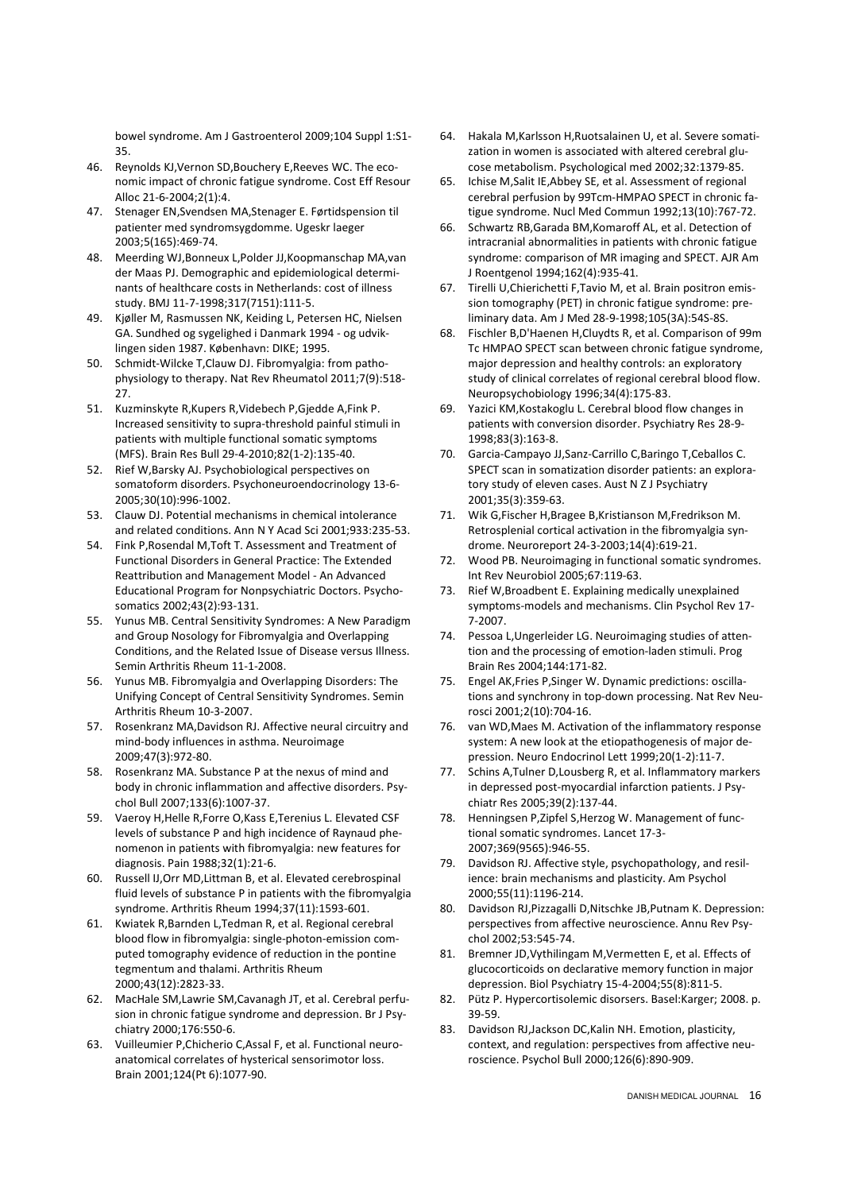bowel syndrome. Am J Gastroenterol 2009;104 Suppl 1:S1-35.

46. Reynolds KJ,Vernon SD,Bouchery E,Reeves WC. The economic impact of chronic fatigue syndrome. Cost Eff Resour Alloc 21-6-2004;2(1):4.
47. Stenager EN,Svendsen MA,Stenager E. Førtidspension til patienter med syndromsygdomme. Ugeskr laeger 2003;5(165):469-74.
48. Meerding WJ,Bonneux L,Polder JJ,Koopmanschap MA,van der Maas PJ. Demographic and epidemiological determinants of healthcare costs in Netherlands: cost of illness study. BMJ 11-7-1998;317(7151):111-5.
49. Kjøller M, Rasmussen NK, Keiding L, Petersen HC, Nielsen GA. Sundhed og sygelighed i Danmark 1994 - og udviklingen siden 1987. København: DIKE; 1995.
50. Schmidt-Wilcke T,Clauw DJ. Fibromyalgia: from pathophysiology to therapy. Nat Rev Rheumatol 2011;7(9):518-27.
51. Kuzminskyte R,Kupers R,Videbech P,Gjedde A,Fink P. Increased sensitivity to supra-threshold painful stimuli in patients with multiple functional somatic symptoms (MFS). Brain Res Bull 29-4-2010;82(1-2):135-40.
52. Rief W,Barsky AJ. Psychobiological perspectives on somatoform disorders. Psychoneuroendocrinology 13-6-2005;30(10):996-1002.
53. Clauw DJ. Potential mechanisms in chemical intolerance and related conditions. Ann N Y Acad Sci 2001;933:235-53.
54. Fink P,Rosendal M,Toft T. Assessment and Treatment of Functional Disorders in General Practice: The Extended Reattribution and Management Model - An Advanced Educational Program for Nonpsychiatric Doctors. Psychosomatics 2002;43(2):93-131.
55. Yunus MB. Central Sensitivity Syndromes: A New Paradigm and Group Nosology for Fibromyalgia and Overlapping Conditions, and the Related Issue of Disease versus Illness. Semin Arthritis Rheum 11-1-2008.
56. Yunus MB. Fibromyalgia and Overlapping Disorders: The Unifying Concept of Central Sensitivity Syndromes. Semin Arthritis Rheum 10-3-2007.
57. Rosenkranz MA,Davidson RJ. Affective neural circuitry and mind-body influences in asthma. Neuroimage 2009;47(3):972-80.
58. Rosenkranz MA. Substance P at the nexus of mind and body in chronic inflammation and affective disorders. Psychol Bull 2007;133(6):1007-37.
59. Vaeroy H,Helle R,Forre O,Kass E,Terenius L. Elevated CSF levels of substance P and high incidence of Raynaud phenomenon in patients with fibromyalgia: new features for diagnosis. Pain 1988;32(1):21-6.
60. Russell IJ,Orr MD,Littman B, et al. Elevated cerebrospinal fluid levels of substance P in patients with the fibromyalgia syndrome. Arthritis Rheum 1994;37(11):1593-601.
61. Kwiatek R,Barnden L,Tedman R, et al. Regional cerebral blood flow in fibromyalgia: single-photon-emission computed tomography evidence of reduction in the pontine tegmentum and thalami. Arthritis Rheum 2000;43(12):2823-33.
62. MacHale SM,Lawrie SM,Cavanagh JT, et al. Cerebral perfusion in chronic fatigue syndrome and depression. Br J Psychiatry 2000;176:550-6.
63. Vuilleumier P,Chicherio C,Assal F, et al. Functional neuroanatomical correlates of hysterical sensorimotor loss. Brain 2001;124(Pt 6):1077-90.
64. Hakala M,Karlsson H,Ruotsalainen U, et al. Severe somatization in women is associated with altered cerebral glucose metabolism. Psychological med 2002;32:1379-85.
65. Ichise M,Salit IE,Abbey SE, et al. Assessment of regional cerebral perfusion by 99Tcm-HMPAO SPECT in chronic fatigue syndrome. Nucl Med Commun 1992;13(10):767-72.
66. Schwartz RB,Garada BM,Komaroff AL, et al. Detection of intracranial abnormalities in patients with chronic fatigue syndrome: comparison of MR imaging and SPECT. AJR Am J Roentgenol 1994;162(4):935-41.
67. Tirelli U,Chierichetti F,Tavio M, et al. Brain positron emission tomography (PET) in chronic fatigue syndrome: preliminary data. Am J Med 28-9-1998;105(3A):54S-8S.
68. Fischler B,D'Haenen H,Cluydts R, et al. Comparison of 99m Tc HMPAO SPECT scan between chronic fatigue syndrome, major depression and healthy controls: an exploratory study of clinical correlates of regional cerebral blood flow. Neuropsychobiology 1996;34(4):175-83.
69. Yazici KM,Kostakoglu L. Cerebral blood flow changes in patients with conversion disorder. Psychiatry Res 28-9-1998;83(3):163-8.
70. Garcia-Campayo JJ,Sanz-Carrillo C,Baringo T,Ceballos C. SPECT scan in somatization disorder patients: an exploratory study of eleven cases. Aust N Z J Psychiatry 2001;35(3):359-63.
71. Wik G,Fischer H,Bragee B,Kristianson M,Fredrikson M. Retrosplenial cortical activation in the fibromyalgia syndrome. Neuroreport 24-3-2003;14(4):619-21.
72. Wood PB. Neuroimaging in functional somatic syndromes. Int Rev Neurobiol 2005;67:119-63.
73. Rief W,Broadbent E. Explaining medically unexplained symptoms-models and mechanisms. Clin Psychol Rev 17-7-2007.
74. Pessoa L,Ungerleider LG. Neuroimaging studies of attention and the processing of emotion-laden stimuli. Prog Brain Res 2004;144:171-82.
75. Engel AK,Fries P,Singer W. Dynamic predictions: oscillations and synchrony in top-down processing. Nat Rev Neurosci 2001;2(10):704-16.
76. van WD,Maes M. Activation of the inflammatory response system: A new look at the etiopathogenesis of major depression. Neuro Endocrinol Lett 1999;20(1-2):11-7.
77. Schins A,Tulner D,Lousberg R, et al. Inflammatory markers in depressed post-myocardial infarction patients. J Psychiatr Res 2005;39(2):137-44.
78. Henningsen P,Zipfel S,Herzog W. Management of functional somatic syndromes. Lancet 17-3-2007;369(9565):946-55.
79. Davidson RJ. Affective style, psychopathology, and resilience: brain mechanisms and plasticity. Am Psychol 2000;55(11):1196-214.
80. Davidson RJ,Pizzagalli D,Nitschke JB,Putnam K. Depression: perspectives from affective neuroscience. Annu Rev Psychol 2002;53:545-74.
81. Bremner JD,Vythilingam M,Vermetten E, et al. Effects of glucocorticoids on declarative memory function in major depression. Biol Psychiatry 15-4-2004;55(8):811-5.
82. Pütz P. Hypercortisolemic disorsers. Basel:Karger; 2008. p. 39-59.
83. Davidson RJ,Jackson DC,Kalin NH. Emotion, plasticity, context, and regulation: perspectives from affective neuroscience. Psychol Bull 2000;126(6):890-909.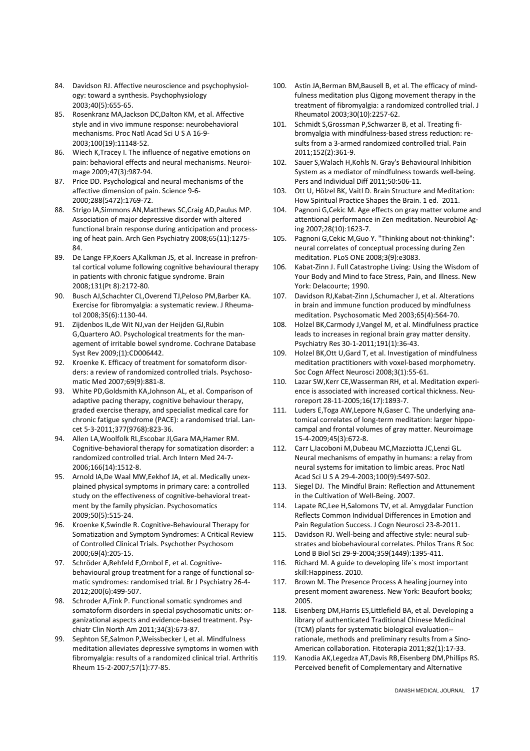84. Davidson RJ. Affective neuroscience and psychophysiology: toward a synthesis. Psychophysiology 2003;40(5):655-65.
85. Rosenkranz MA,Jackson DC,Dalton KM, et al. Affective style and in vivo immune response: neurobehavioral mechanisms. Proc Natl Acad Sci U S A 16-9-2003;100(19):11148-52.
86. Wiech K,Tracey I. The influence of negative emotions on pain: behavioral effects and neural mechanisms. Neuroimage 2009;47(3):987-94.
87. Price DD. Psychological and neural mechanisms of the affective dimension of pain. Science 9-6-2000;288(5472):1769-72.
88. Strigo IA,Simmons AN,Matthews SC,Craig AD,Paulus MP. Association of major depressive disorder with altered functional brain response during anticipation and processing of heat pain. Arch Gen Psychiatry 2008;65(11):1275-84.
89. De Lange FP,Koers A,Kalkman JS, et al. Increase in prefrontal cortical volume following cognitive behavioural therapy in patients with chronic fatigue syndrome. Brain 2008;131(Pt 8):2172-80.
90. Busch AJ,Schachter CL,Overend TJ,Peloso PM,Barber KA. Exercise for fibromyalgia: a systematic review. J Rheumatol 2008;35(6):1130-44.
91. Zijdenbos IL,de Wit NJ,van der Heijden GJ,Rubin G,Quartero AO. Psychological treatments for the management of irritable bowel syndrome. Cochrane Database Syst Rev 2009;(1):CD006442.
92. Kroenke K. Efficacy of treatment for somatoform disorders: a review of randomized controlled trials. Psychosomatic Med 2007;69(9):881-8.
93. White PD,Goldsmith KA,Johnson AL, et al. Comparison of adaptive pacing therapy, cognitive behaviour therapy, graded exercise therapy, and specialist medical care for chronic fatigue syndrome (PACE): a randomised trial. Lancet 5-3-2011;377(9768):823-36.
94. Allen LA,Woolfolk RL,Escobar JI,Gara MA,Hamer RM. Cognitive-behavioral therapy for somatization disorder: a randomized controlled trial. Arch Intern Med 24-7-2006;166(14):1512-8.
95. Arnold IA,De Waal MW,Eekhof JA, et al. Medically unexplained physical symptoms in primary care: a controlled study on the effectiveness of cognitive-behavioral treatment by the family physician. Psychosomatics 2009;50(5):515-24.
96. Kroenke K,Swindle R. Cognitive-Behavioural Therapy for Somatization and Symptom Syndromes: A Critical Review of Controlled Clinical Trials. Psychother Psychosom 2000;69(4):205-15.
97. Schröder A,Rehfeld E,Ornbol E, et al. Cognitive-behavioural group treatment for a range of functional somatic syndromes: randomised trial. Br J Psychiatry 26-4-2012;200(6):499-507.
98. Schroder A,Fink P. Functional somatic syndromes and somatoform disorders in special psychosomatic units: organizational aspects and evidence-based treatment. Psychiatr Clin North Am 2011;34(3):673-87.
99. Sephton SE,Salmon P,Weissbecker I, et al. Mindfulness meditation alleviates depressive symptoms in women with fibromyalgia: results of a randomized clinical trial. Arthritis Rheum 15-2-2007;57(1):77-85.
100. Astin JA,Berman BM,Bausell B, et al. The efficacy of mindfulness meditation plus Qigong movement therapy in the treatment of fibromyalgia: a randomized controlled trial. J Rheumatol 2003;30(10):2257-62.
101. Schmidt S,Grossman P,Schwarzer B, et al. Treating fibromyalgia with mindfulness-based stress reduction: results from a 3-armed randomized controlled trial. Pain 2011;152(2):361-9.
102. Sauer S,Walach H,Kohls N. Gray's Behavioural Inhibition System as a mediator of mindfulness towards well-being. Pers and Individual Diff 2011;50:506-11.
103. Ott U, Hölzel BK, Vaitl D. Brain Structure and Meditation: How Spiritual Practice Shapes the Brain. 1 ed. 2011.
104. Pagnoni G,Cekic M. Age effects on gray matter volume and attentional performance in Zen meditation. Neurobiol Aging 2007;28(10):1623-7.
105. Pagnoni G,Cekic M,Guo Y. "Thinking about not-thinking": neural correlates of conceptual processing during Zen meditation. PLoS ONE 2008;3(9):e3083.
106. Kabat-Zinn J. Full Catastrophe Living: Using the Wisdom of Your Body and Mind to face Stress, Pain, and Illness. New York: Delacourte; 1990.
107. Davidson RJ,Kabat-Zinn J,Schumacher J, et al. Alterations in brain and immune function produced by mindfulness meditation. Psychosomatic Med 2003;65(4):564-70.
108. Holzel BK,Carmody J,Vangel M, et al. Mindfulness practice leads to increases in regional brain gray matter density. Psychiatry Res 30-1-2011;191(1):36-43.
109. Holzel BK,Ott U,Gard T, et al. Investigation of mindfulness meditation practitioners with voxel-based morphometry. Soc Cogn Affect Neurosci 2008;3(1):55-61.
110. Lazar SW,Kerr CE,Wasserman RH, et al. Meditation experience is associated with increased cortical thickness. Neuroreport 28-11-2005;16(17):1893-7.
111. Luders E,Toga AW,Lepore N,Gaser C. The underlying anatomical correlates of long-term meditation: larger hippocampal and frontal volumes of gray matter. Neuroimage 15-4-2009;45(3):672-8.
112. Carr L,Iacoboni M,Dubeau MC,Mazziotta JC,Lenzi GL. Neural mechanisms of empathy in humans: a relay from neural systems for imitation to limbic areas. Proc Natl Acad Sci U S A 29-4-2003;100(9):5497-502.
113. Siegel DJ. The Mindful Brain: Reflection and Attunement in the Cultivation of Well-Being. 2007.
114. Lapate RC,Lee H,Salomons TV, et al. Amygdalar Function Reflects Common Individual Differences in Emotion and Pain Regulation Success. J Cogn Neurosci 23-8-2011.
115. Davidson RJ. Well-being and affective style: neural substrates and biobehavioural correlates. Philos Trans R Soc Lond B Biol Sci 29-9-2004;359(1449):1395-411.
116. Richard M. A guide to developing life´s most important skill:Happiness. 2010.
117. Brown M. The Presence Process A healing journey into present moment awareness. New York: Beaufort books; 2005.
118. Eisenberg DM,Harris ES,Littlefield BA, et al. Developing a library of authenticated Traditional Chinese Medicinal (TCM) plants for systematic biological evaluation--rationale, methods and preliminary results from a Sino-American collaboration. Fitoterapia 2011;82(1):17-33.
119. Kanodia AK,Legedza AT,Davis RB,Eisenberg DM,Phillips RS. Perceived benefit of Complementary and Alternative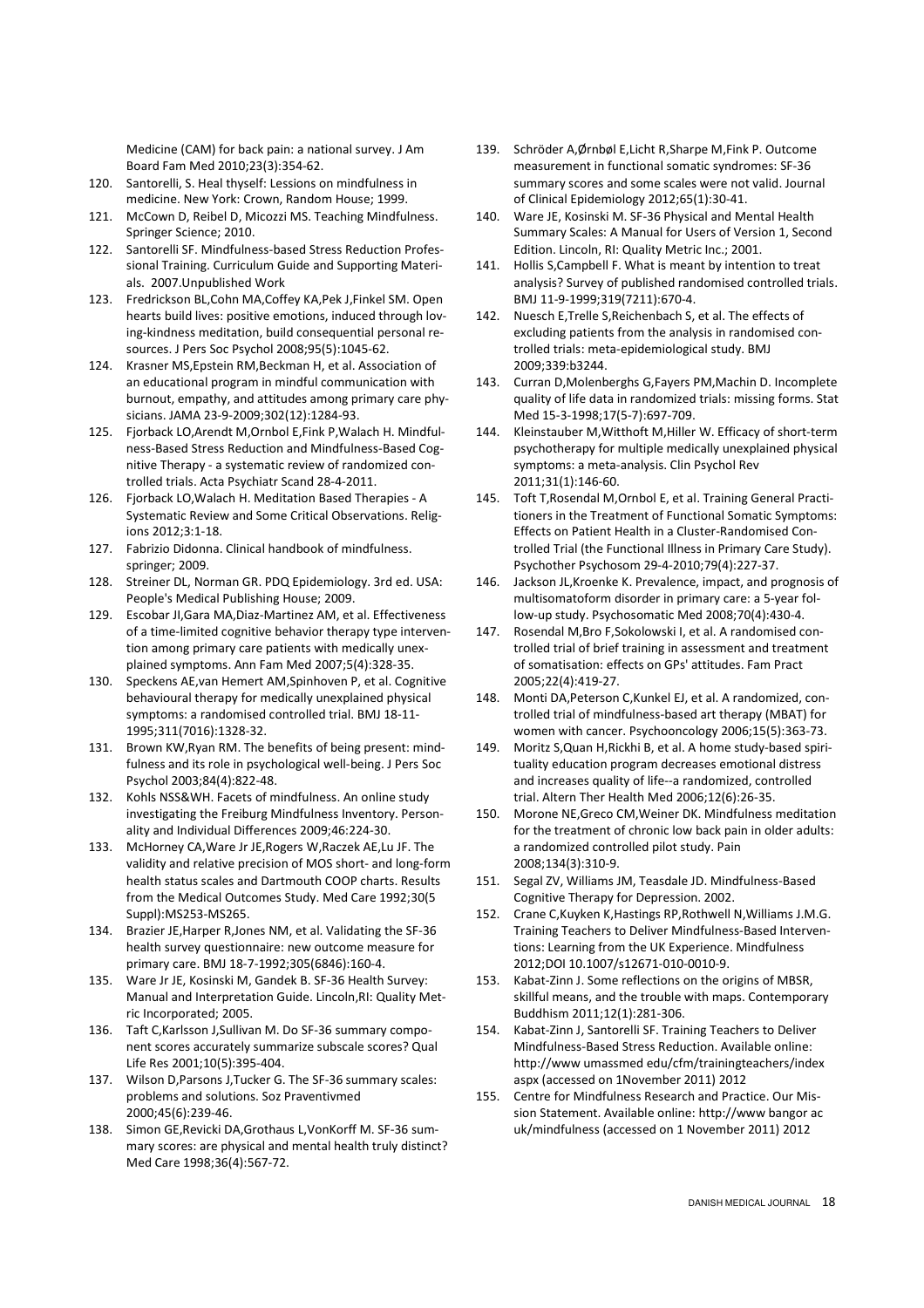Medicine (CAM) for back pain: a national survey. J Am Board Fam Med 2010;23(3):354-62.

120. Santorelli, S. Heal thyself: Lessions on mindfulness in medicine. New York: Crown, Random House; 1999.
121. McCown D, Reibel D, Micozzi MS. Teaching Mindfulness. Springer Science; 2010.
122. Santorelli SF. Mindfulness-based Stress Reduction Professional Training. Curriculum Guide and Supporting Materials. 2007.Unpublished Work
123. Fredrickson BL,Cohn MA,Coffey KA,Pek J,Finkel SM. Open hearts build lives: positive emotions, induced through loving-kindness meditation, build consequential personal resources. J Pers Soc Psychol 2008;95(5):1045-62.
124. Krasner MS,Epstein RM,Beckman H, et al. Association of an educational program in mindful communication with burnout, empathy, and attitudes among primary care physicians. JAMA 23-9-2009;302(12):1284-93.
125. Fjorback LO,Arendt M,Ornbol E,Fink P,Walach H. Mindfulness-Based Stress Reduction and Mindfulness-Based Cognitive Therapy - a systematic review of randomized controlled trials. Acta Psychiatr Scand 28-4-2011.
126. Fjorback LO,Walach H. Meditation Based Therapies - A Systematic Review and Some Critical Observations. Religions 2012;3:1-18.
127. Fabrizio Didonna. Clinical handbook of mindfulness. springer; 2009.
128. Streiner DL, Norman GR. PDQ Epidemiology. 3rd ed. USA: People's Medical Publishing House; 2009.
129. Escobar JI,Gara MA,Diaz-Martinez AM, et al. Effectiveness of a time-limited cognitive behavior therapy type intervention among primary care patients with medically unexplained symptoms. Ann Fam Med 2007;5(4):328-35.
130. Speckens AE,van Hemert AM,Spinhoven P, et al. Cognitive behavioural therapy for medically unexplained physical symptoms: a randomised controlled trial. BMJ 18-11-1995;311(7016):1328-32.
131. Brown KW,Ryan RM. The benefits of being present: mindfulness and its role in psychological well-being. J Pers Soc Psychol 2003;84(4):822-48.
132. Kohls NSS&WH. Facets of mindfulness. An online study investigating the Freiburg Mindfulness Inventory. Personality and Individual Differences 2009;46:224-30.
133. McHorney CA,Ware Jr JE,Rogers W,Raczek AE,Lu JF. The validity and relative precision of MOS short- and long-form health status scales and Dartmouth COOP charts. Results from the Medical Outcomes Study. Med Care 1992;30(5 Suppl):MS253-MS265.
134. Brazier JE,Harper R,Jones NM, et al. Validating the SF-36 health survey questionnaire: new outcome measure for primary care. BMJ 18-7-1992;305(6846):160-4.
135. Ware Jr JE, Kosinski M, Gandek B. SF-36 Health Survey: Manual and Interpretation Guide. Lincoln,RI: Quality Metric Incorporated; 2005.
136. Taft C,Karlsson J,Sullivan M. Do SF-36 summary component scores accurately summarize subscale scores? Qual Life Res 2001;10(5):395-404.
137. Wilson D,Parsons J,Tucker G. The SF-36 summary scales: problems and solutions. Soz Praventivmed 2000;45(6):239-46.
138. Simon GE,Revicki DA,Grothaus L,VonKorff M. SF-36 summary scores: are physical and mental health truly distinct? Med Care 1998;36(4):567-72.
139. Schröder A,Ørnbøl E,Licht R,Sharpe M,Fink P. Outcome measurement in functional somatic syndromes: SF-36 summary scores and some scales were not valid. Journal of Clinical Epidemiology 2012;65(1):30-41.
140. Ware JE, Kosinski M. SF-36 Physical and Mental Health Summary Scales: A Manual for Users of Version 1, Second Edition. Lincoln, RI: Quality Metric Inc.; 2001.
141. Hollis S,Campbell F. What is meant by intention to treat analysis? Survey of published randomised controlled trials. BMJ 11-9-1999;319(7211):670-4.
142. Nuesch E,Trelle S,Reichenbach S, et al. The effects of excluding patients from the analysis in randomised controlled trials: meta-epidemiological study. BMJ 2009;339:b3244.
143. Curran D,Molenberghs G,Fayers PM,Machin D. Incomplete quality of life data in randomized trials: missing forms. Stat Med 15-3-1998;17(5-7):697-709.
144. Kleinstauber M,Witthoft M,Hiller W. Efficacy of short-term psychotherapy for multiple medically unexplained physical symptoms: a meta-analysis. Clin Psychol Rev 2011;31(1):146-60.
145. Toft T,Rosendal M,Ornbol E, et al. Training General Practitioners in the Treatment of Functional Somatic Symptoms: Effects on Patient Health in a Cluster-Randomised Controlled Trial (the Functional Illness in Primary Care Study). Psychother Psychosom 29-4-2010;79(4):227-37.
146. Jackson JL,Kroenke K. Prevalence, impact, and prognosis of multisomatoform disorder in primary care: a 5-year follow-up study. Psychosomatic Med 2008;70(4):430-4.
147. Rosendal M,Bro F,Sokolowski I, et al. A randomised controlled trial of brief training in assessment and treatment of somatisation: effects on GPs' attitudes. Fam Pract 2005;22(4):419-27.
148. Monti DA,Peterson C,Kunkel EJ, et al. A randomized, controlled trial of mindfulness-based art therapy (MBAT) for women with cancer. Psychooncology 2006;15(5):363-73.
149. Moritz S,Quan H,Rickhi B, et al. A home study-based spirituality education program decreases emotional distress and increases quality of life--a randomized, controlled trial. Altern Ther Health Med 2006;12(6):26-35.
150. Morone NE,Greco CM,Weiner DK. Mindfulness meditation for the treatment of chronic low back pain in older adults: a randomized controlled pilot study. Pain 2008;134(3):310-9.
151. Segal ZV, Williams JM, Teasdale JD. Mindfulness-Based Cognitive Therapy for Depression. 2002.
152. Crane C,Kuyken K,Hastings RP,Rothwell N,Williams J.M.G. Training Teachers to Deliver Mindfulness-Based Interventions: Learning from the UK Experience. Mindfulness 2012;DOI 10.1007/s12671-010-0010-9.
153. Kabat-Zinn J. Some reflections on the origins of MBSR, skillful means, and the trouble with maps. Contemporary Buddhism 2011;12(1):281-306.
154. Kabat-Zinn J, Santorelli SF. Training Teachers to Deliver Mindfulness-Based Stress Reduction. Available online: http://www umassmed edu/cfm/trainingteachers/index aspx (accessed on 1November 2011) 2012
155. Centre for Mindfulness Research and Practice. Our Mission Statement. Available online: http://www bangor ac uk/mindfulness (accessed on 1 November 2011) 2012